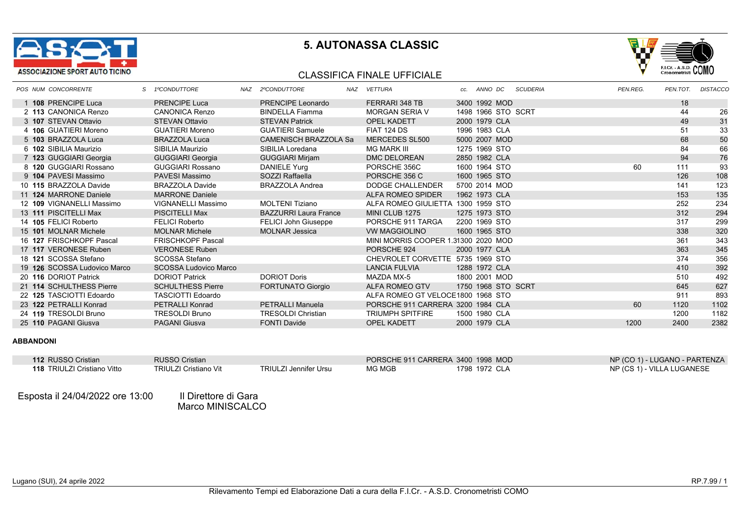# 5. AUTONASSA CLASSIC

ASSOCIAZIONE SPORT AUTO TICINO

## CLASSIFICA FINALE UFFICIALE

| POS | NUM | CONCORRENTE | S | 1°CONDUTTORE | NAZ | 2°CONDUTTORE | NAZ | VETTURA | cc. | ANNO | DC | SCUDERIA | PEN.REG. | PEN.TOT. | DISTACCO |
|---|---|---|---|---|---|---|---|---|---|---|---|---|---|---|---|
| 1 | **108** | PRENCIPE Luca | | PRENCIPE Luca | | PRENCIPE Leonardo | | FERRARI 348 TB | 3400 | 1992 | MOD | | | 18 | |
| 2 | **113** | CANONICA Renzo | | CANONICA Renzo | | BINDELLA Fiamma | | MORGAN SERIA V | 1498 | 1966 | STO | SCRT | | 44 | 26 |
| 3 | **107** | STEVAN Ottavio | | STEVAN Ottavio | | STEVAN Patrick | | OPEL KADETT | 2000 | 1979 | CLA | | | 49 | 31 |
| 4 | **106** | GUATIERI Moreno | | GUATIERI Moreno | | GUATIERI Samuele | | FIAT 124 DS | 1996 | 1983 | CLA | | | 51 | 33 |
| 5 | **103** | BRAZZOLA Luca | | BRAZZOLA Luca | | CAMENISCH BRAZZOLA Sa | | MERCEDES SL500 | 5000 | 2007 | MOD | | | 68 | 50 |
| 6 | **102** | SIBILIA Maurizio | | SIBILIA Maurizio | | SIBILIA Loredana | | MG MARK III | 1275 | 1969 | STO | | | 84 | 66 |
| 7 | **123** | GUGGIARI Georgia | | GUGGIARI Georgia | | GUGGIARI Mirjam | | DMC DELOREAN | 2850 | 1982 | CLA | | | 94 | 76 |
| 8 | **120** | GUGGIARI Rossano | | GUGGIARI Rossano | | DANIELE Yurg | | PORSCHE 356C | 1600 | 1964 | STO | | 60 | 111 | 93 |
| 9 | **104** | PAVESI Massimo | | PAVESI Massimo | | SOZZI Raffaella | | PORSCHE 356 C | 1600 | 1965 | STO | | | 126 | 108 |
| 10 | **115** | BRAZZOLA Davide | | BRAZZOLA Davide | | BRAZZOLA Andrea | | DODGE CHALLENDER | 5700 | 2014 | MOD | | | 141 | 123 |
| 11 | **124** | MARRONE Daniele | | MARRONE Daniele | | | | ALFA ROMEO SPIDER | 1962 | 1973 | CLA | | | 153 | 135 |
| 12 | **109** | VIGNANELLI Massimo | | VIGNANELLI Massimo | | MOLTENI Tiziano | | ALFA ROMEO GIULIETTA | 1300 | 1959 | STO | | | 252 | 234 |
| 13 | **111** | PISCITELLI Max | | PISCITELLI Max | | BAZZURRI Laura France | | MINI CLUB 1275 | 1275 | 1973 | STO | | | 312 | 294 |
| 14 | **105** | FELICI Roberto | | FELICI Roberto | | FELICI John Giuseppe | | PORSCHE 911 TARGA | 2200 | 1969 | STO | | | 317 | 299 |
| 15 | **101** | MOLNAR Michele | | MOLNAR Michele | | MOLNAR Jessica | | VW MAGGIOLINO | 1600 | 1965 | STO | | | 338 | 320 |
| 16 | **127** | FRISCHKOPF Pascal | | FRISCHKOPF Pascal | | | | MINI MORRIS COOPER 1.3 | 1300 | 2020 | MOD | | | 361 | 343 |
| 17 | **117** | VERONESE Ruben | | VERONESE Ruben | | | | PORSCHE 924 | 2000 | 1977 | CLA | | | 363 | 345 |
| 18 | **121** | SCOSSA Stefano | | SCOSSA Stefano | | | | CHEVROLET CORVETTE | 5735 | 1969 | STO | | | 374 | 356 |
| 19 | **126** | SCOSSA Ludovico Marco | | SCOSSA Ludovico Marco | | | | LANCIA FULVIA | 1288 | 1972 | CLA | | | 410 | 392 |
| 20 | **116** | DORIOT Patrick | | DORIOT Patrick | | DORIOT Doris | | MAZDA MX-5 | 1800 | 2001 | MOD | | | 510 | 492 |
| 21 | **114** | SCHULTHESS Pierre | | SCHULTHESS Pierre | | FORTUNATO Giorgio | | ALFA ROMEO GTV | 1750 | 1968 | STO | SCRT | | 645 | 627 |
| 22 | **125** | TASCIOTTI Edoardo | | TASCIOTTI Edoardo | | | | ALFA ROMEO GT VELOCE | 1800 | 1968 | STO | | | 911 | 893 |
| 23 | **122** | PETRALLI Konrad | | PETRALLI Konrad | | PETRALLI Manuela | | PORSCHE 911 CARRERA | 3200 | 1984 | CLA | | 60 | 1120 | 1102 |
| 24 | **119** | TRESOLDI Bruno | | TRESOLDI Bruno | | TRESOLDI Christian | | TRIUMPH SPITFIRE | 1500 | 1980 | CLA | | | 1200 | 1182 |
| 25 | **110** | PAGANI Giusva | | PAGANI Giusva | | FONTI Davide | | OPEL KADETT | 2000 | 1979 | CLA | | 1200 | 2400 | 2382 |

**ABBANDONI**

| NUM | CONCORRENTE | 1°CONDUTTORE | 2°CONDUTTORE | VETTURA | cc. | ANNO | DC | NOTE |
|---|---|---|---|---|---|---|---|---|
| **112** | RUSSO Cristian | RUSSO Cristian | | PORSCHE 911 CARRERA | 3400 | 1998 | MOD | NP (CO 1) - LUGANO - PARTENZA |
| **118** | TRIULZI Cristiano Vitto | TRIULZI Cristiano Vit | TRIULZI Jennifer Ursu | MG MGB | 1798 | 1972 | CLA | NP (CS 1) - VILLA LUGANESE |

Esposta il 24/04/2022 ore 13:00

Il Direttore di Gara
Marco MINISCALCO

Lugano (SUI), 24 aprile 2022

Rilevamento Tempi ed Elaborazione Dati a cura della F.I.Cr. - A.S.D. Cronometristi COMO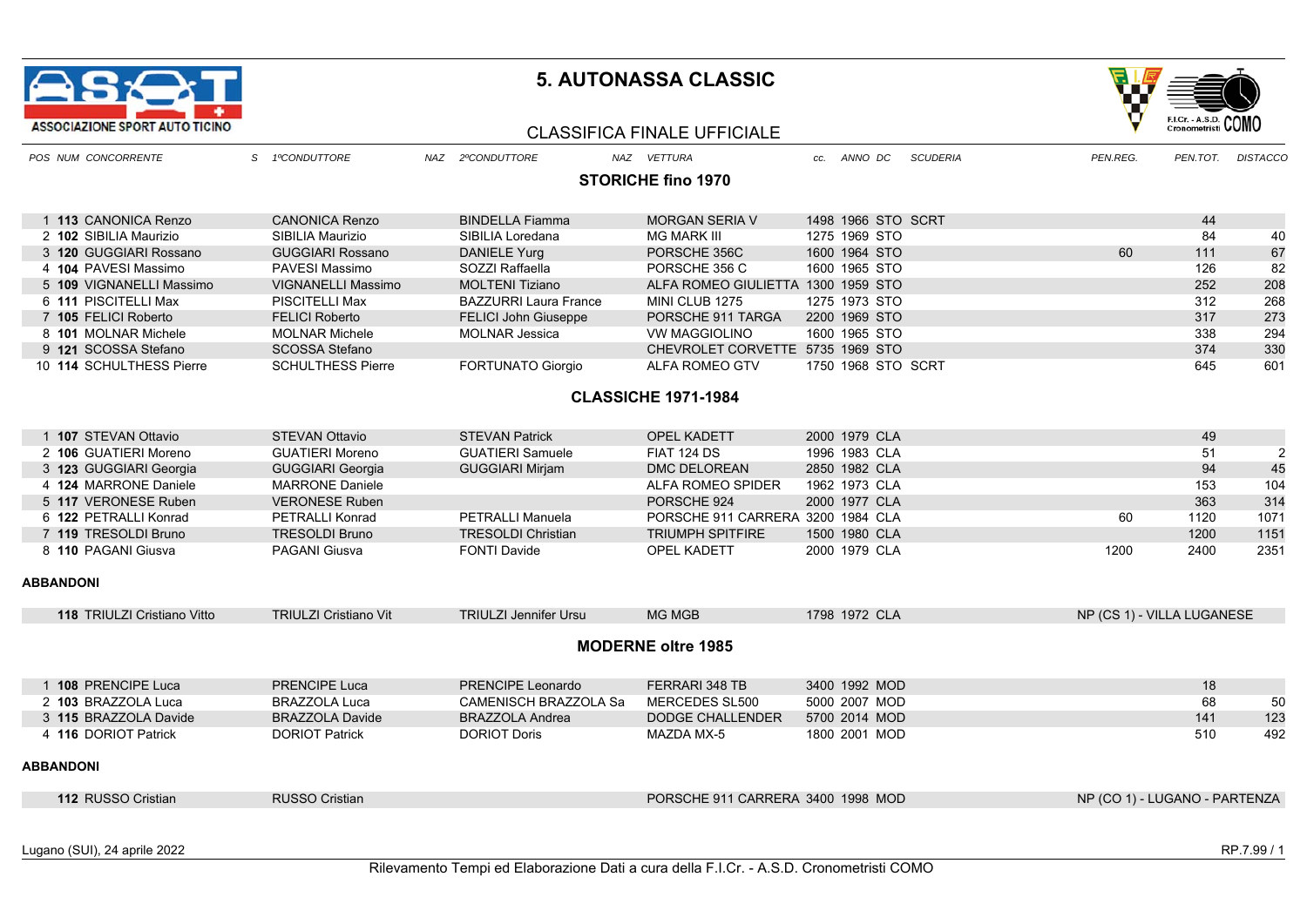# 5. AUTONASSA CLASSIC

ASSOCIAZIONE SPORT AUTO TICINO

## CLASSIFICA FINALE UFFICIALE

### STORICHE fino 1970

| POS | NUM | CONCORRENTE | S | 1ºCONDUTTORE | NAZ | 2ºCONDUTTORE | NAZ | VETTURA | cc. | ANNO | DC | SCUDERIA | PEN.REG. | PEN.TOT. | DISTACCO |
|---|---|---|---|---|---|---|---|---|---|---|---|---|---|---|---|
| 1 | **113** | CANONICA Renzo | | CANONICA Renzo | | BINDELLA Fiamma | | MORGAN SERIA V | 1498 | 1966 | STO | SCRT | | 44 | |
| 2 | **102** | SIBILIA Maurizio | | SIBILIA Maurizio | | SIBILIA Loredana | | MG MARK III | 1275 | 1969 | STO | | | 84 | 40 |
| 3 | **120** | GUGGIARI Rossano | | GUGGIARI Rossano | | DANIELE Yurg | | PORSCHE 356C | 1600 | 1964 | STO | | 60 | 111 | 67 |
| 4 | **104** | PAVESI Massimo | | PAVESI Massimo | | SOZZI Raffaella | | PORSCHE 356 C | 1600 | 1965 | STO | | | 126 | 82 |
| 5 | **109** | VIGNANELLI Massimo | | VIGNANELLI Massimo | | MOLTENI Tiziano | | ALFA ROMEO GIULIETTA | 1300 | 1959 | STO | | | 252 | 208 |
| 6 | **111** | PISCITELLI Max | | PISCITELLI Max | | BAZZURRI Laura France | | MINI CLUB 1275 | 1275 | 1973 | STO | | | 312 | 268 |
| 7 | **105** | FELICI Roberto | | FELICI Roberto | | FELICI John Giuseppe | | PORSCHE 911 TARGA | 2200 | 1969 | STO | | | 317 | 273 |
| 8 | **101** | MOLNAR Michele | | MOLNAR Michele | | MOLNAR Jessica | | VW MAGGIOLINO | 1600 | 1965 | STO | | | 338 | 294 |
| 9 | **121** | SCOSSA Stefano | | SCOSSA Stefano | | | | CHEVROLET CORVETTE | 5735 | 1969 | STO | | | 374 | 330 |
| 10 | **114** | SCHULTHESS Pierre | | SCHULTHESS Pierre | | FORTUNATO Giorgio | | ALFA ROMEO GTV | 1750 | 1968 | STO | SCRT | | 645 | 601 |

### CLASSICHE 1971-1984

| POS | NUM | CONCORRENTE | S | 1ºCONDUTTORE | NAZ | 2ºCONDUTTORE | NAZ | VETTURA | cc. | ANNO | DC | SCUDERIA | PEN.REG. | PEN.TOT. | DISTACCO |
|---|---|---|---|---|---|---|---|---|---|---|---|---|---|---|---|
| 1 | **107** | STEVAN Ottavio | | STEVAN Ottavio | | STEVAN Patrick | | OPEL KADETT | 2000 | 1979 | CLA | | | 49 | |
| 2 | **106** | GUATIERI Moreno | | GUATIERI Moreno | | GUATIERI Samuele | | FIAT 124 DS | 1996 | 1983 | CLA | | | 51 | 2 |
| 3 | **123** | GUGGIARI Georgia | | GUGGIARI Georgia | | GUGGIARI Mirjam | | DMC DELOREAN | 2850 | 1982 | CLA | | | 94 | 45 |
| 4 | **124** | MARRONE Daniele | | MARRONE Daniele | | | | ALFA ROMEO SPIDER | 1962 | 1973 | CLA | | | 153 | 104 |
| 5 | **117** | VERONESE Ruben | | VERONESE Ruben | | | | PORSCHE 924 | 2000 | 1977 | CLA | | | 363 | 314 |
| 6 | **122** | PETRALLI Konrad | | PETRALLI Konrad | | PETRALLI Manuela | | PORSCHE 911 CARRERA | 3200 | 1984 | CLA | | 60 | 1120 | 1071 |
| 7 | **119** | TRESOLDI Bruno | | TRESOLDI Bruno | | TRESOLDI Christian | | TRIUMPH SPITFIRE | 1500 | 1980 | CLA | | | 1200 | 1151 |
| 8 | **110** | PAGANI Giusva | | PAGANI Giusva | | FONTI Davide | | OPEL KADETT | 2000 | 1979 | CLA | | 1200 | 2400 | 2351 |

**ABBANDONI**

| NUM | CONCORRENTE | 1ºCONDUTTORE | 2ºCONDUTTORE | VETTURA | cc. | ANNO | DC | NOTE |
|---|---|---|---|---|---|---|---|---|
| **118** | TRIULZI Cristiano Vitto | TRIULZI Cristiano Vit | TRIULZI Jennifer Ursu | MG MGB | 1798 | 1972 | CLA | NP (CS 1) - VILLA LUGANESE |

### MODERNE oltre 1985

| POS | NUM | CONCORRENTE | S | 1ºCONDUTTORE | NAZ | 2ºCONDUTTORE | NAZ | VETTURA | cc. | ANNO | DC | SCUDERIA | PEN.REG. | PEN.TOT. | DISTACCO |
|---|---|---|---|---|---|---|---|---|---|---|---|---|---|---|---|
| 1 | **108** | PRENCIPE Luca | | PRENCIPE Luca | | PRENCIPE Leonardo | | FERRARI 348 TB | 3400 | 1992 | MOD | | | 18 | |
| 2 | **103** | BRAZZOLA Luca | | BRAZZOLA Luca | | CAMENISCH BRAZZOLA Sa | | MERCEDES SL500 | 5000 | 2007 | MOD | | | 68 | 50 |
| 3 | **115** | BRAZZOLA Davide | | BRAZZOLA Davide | | BRAZZOLA Andrea | | DODGE CHALLENDER | 5700 | 2014 | MOD | | | 141 | 123 |
| 4 | **116** | DORIOT Patrick | | DORIOT Patrick | | DORIOT Doris | | MAZDA MX-5 | 1800 | 2001 | MOD | | | 510 | 492 |

**ABBANDONI**

| NUM | CONCORRENTE | 1ºCONDUTTORE | 2ºCONDUTTORE | VETTURA | cc. | ANNO | DC | NOTE |
|---|---|---|---|---|---|---|---|---|
| **112** | RUSSO Cristian | RUSSO Cristian | | PORSCHE 911 CARRERA | 3400 | 1998 | MOD | NP (CO 1) - LUGANO - PARTENZA |

Lugano (SUI), 24 aprile 2022

RP.7.99 / 1

Rilevamento Tempi ed Elaborazione Dati a cura della F.I.Cr. - A.S.D. Cronometristi COMO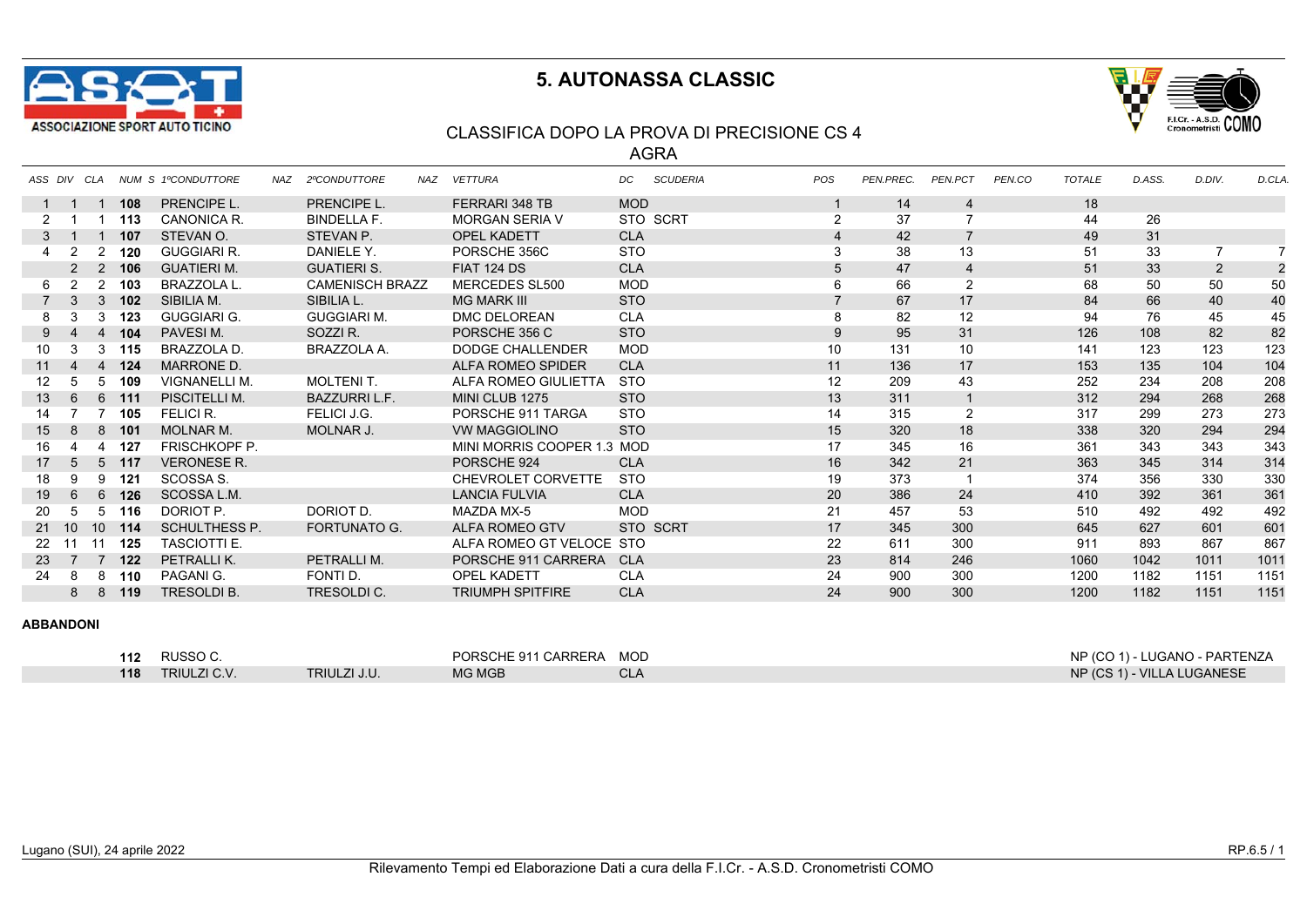# 5. AUTONASSA CLASSIC

## CLASSIFICA DOPO LA PROVA DI PRECISIONE CS 4

### AGRA

| ASS | DIV | CLA | NUM | S | 1ºCONDUTTORE | NAZ | 2ºCONDUTTORE | NAZ | VETTURA | DC | SCUDERIA | POS | PEN.PREC. | PEN.PCT | PEN.CO | TOTALE | D.ASS. | D.DIV. | D.CLA. |
|---|---|---|---|---|---|---|---|---|---|---|---|---|---|---|---|---|---|---|---|
| 1 | 1 | 1 | **108** | | PRENCIPE L. | | PRENCIPE L. | | FERRARI 348 TB | MOD | | 1 | 14 | 4 | | 18 | | | |
| 2 | 1 | 1 | **113** | | CANONICA R. | | BINDELLA F. | | MORGAN SERIA V | STO | SCRT | 2 | 37 | 7 | | 44 | 26 | | |
| 3 | 1 | 1 | **107** | | STEVAN O. | | STEVAN P. | | OPEL KADETT | CLA | | 4 | 42 | 7 | | 49 | 31 | | |
| 4 | 2 | 2 | **120** | | GUGGIARI R. | | DANIELE Y. | | PORSCHE 356C | STO | | 3 | 38 | 13 | | 51 | 33 | 7 | 7 |
| | 2 | 2 | **106** | | GUATIERI M. | | GUATIERI S. | | FIAT 124 DS | CLA | | 5 | 47 | 4 | | 51 | 33 | 2 | 2 |
| 6 | 2 | 2 | **103** | | BRAZZOLA L. | | CAMENISCH BRAZZ | | MERCEDES SL500 | MOD | | 6 | 66 | 2 | | 68 | 50 | 50 | 50 |
| 7 | 3 | 3 | **102** | | SIBILIA M. | | SIBILIA L. | | MG MARK III | STO | | 7 | 67 | 17 | | 84 | 66 | 40 | 40 |
| 8 | 3 | 3 | **123** | | GUGGIARI G. | | GUGGIARI M. | | DMC DELOREAN | CLA | | 8 | 82 | 12 | | 94 | 76 | 45 | 45 |
| 9 | 4 | 4 | **104** | | PAVESI M. | | SOZZI R. | | PORSCHE 356 C | STO | | 9 | 95 | 31 | | 126 | 108 | 82 | 82 |
| 10 | 3 | 3 | **115** | | BRAZZOLA D. | | BRAZZOLA A. | | DODGE CHALLENDER | MOD | | 10 | 131 | 10 | | 141 | 123 | 123 | 123 |
| 11 | 4 | 4 | **124** | | MARRONE D. | | | | ALFA ROMEO SPIDER | CLA | | 11 | 136 | 17 | | 153 | 135 | 104 | 104 |
| 12 | 5 | 5 | **109** | | VIGNANELLI M. | | MOLTENI T. | | ALFA ROMEO GIULIETTA | STO | | 12 | 209 | 43 | | 252 | 234 | 208 | 208 |
| 13 | 6 | 6 | **111** | | PISCITELLI M. | | BAZZURRI L.F. | | MINI CLUB 1275 | STO | | 13 | 311 | 1 | | 312 | 294 | 268 | 268 |
| 14 | 7 | 7 | **105** | | FELICI R. | | FELICI J.G. | | PORSCHE 911 TARGA | STO | | 14 | 315 | 2 | | 317 | 299 | 273 | 273 |
| 15 | 8 | 8 | **101** | | MOLNAR M. | | MOLNAR J. | | VW MAGGIOLINO | STO | | 15 | 320 | 18 | | 338 | 320 | 294 | 294 |
| 16 | 4 | 4 | **127** | | FRISCHKOPF P. | | | | MINI MORRIS COOPER 1.3 | MOD | | 17 | 345 | 16 | | 361 | 343 | 343 | 343 |
| 17 | 5 | 5 | **117** | | VERONESE R. | | | | PORSCHE 924 | CLA | | 16 | 342 | 21 | | 363 | 345 | 314 | 314 |
| 18 | 9 | 9 | **121** | | SCOSSA S. | | | | CHEVROLET CORVETTE | STO | | 19 | 373 | 1 | | 374 | 356 | 330 | 330 |
| 19 | 6 | 6 | **126** | | SCOSSA L.M. | | | | LANCIA FULVIA | CLA | | 20 | 386 | 24 | | 410 | 392 | 361 | 361 |
| 20 | 5 | 5 | **116** | | DORIOT P. | | DORIOT D. | | MAZDA MX-5 | MOD | | 21 | 457 | 53 | | 510 | 492 | 492 | 492 |
| 21 | 10 | 10 | **114** | | SCHULTHESS P. | | FORTUNATO G. | | ALFA ROMEO GTV | STO | SCRT | 17 | 345 | 300 | | 645 | 627 | 601 | 601 |
| 22 | 11 | 11 | **125** | | TASCIOTTI E. | | | | ALFA ROMEO GT VELOCE | STO | | 22 | 611 | 300 | | 911 | 893 | 867 | 867 |
| 23 | 7 | 7 | **122** | | PETRALLI K. | | PETRALLI M. | | PORSCHE 911 CARRERA | CLA | | 23 | 814 | 246 | | 1060 | 1042 | 1011 | 1011 |
| 24 | 8 | 8 | **110** | | PAGANI G. | | FONTI D. | | OPEL KADETT | CLA | | 24 | 900 | 300 | | 1200 | 1182 | 1151 | 1151 |
| | 8 | 8 | **119** | | TRESOLDI B. | | TRESOLDI C. | | TRIUMPH SPITFIRE | CLA | | 24 | 900 | 300 | | 1200 | 1182 | 1151 | 1151 |

**ABBANDONI**

| NUM | 1ºCONDUTTORE | 2ºCONDUTTORE | VETTURA | DC | |
|---|---|---|---|---|---|
| **112** | RUSSO C. | | PORSCHE 911 CARRERA | MOD | NP (CO 1) - LUGANO - PARTENZA |
| **118** | TRIULZI C.V. | TRIULZI J.U. | MG MGB | CLA | NP (CS 1) - VILLA LUGANESE |

Lugano (SUI), 24 aprile 2022

Rilevamento Tempi ed Elaborazione Dati a cura della F.I.Cr. - A.S.D. Cronometristi COMO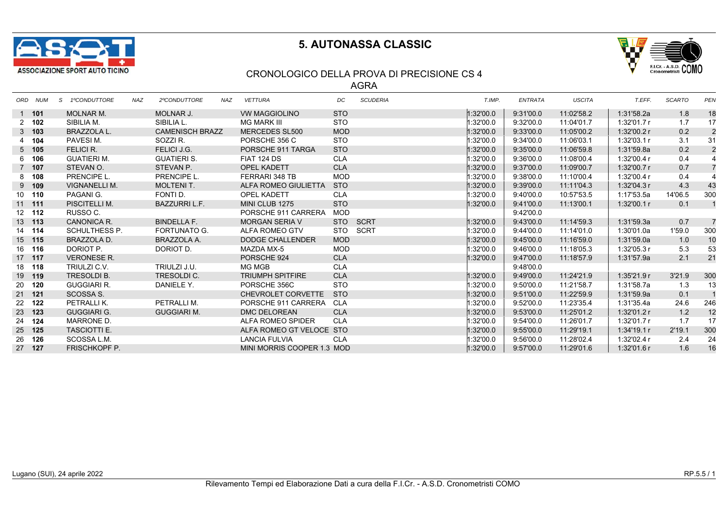ASSOCIAZIONE SPORT AUTO TICINO

# 5. AUTONASSA CLASSIC

## CRONOLOGICO DELLA PROVA DI PRECISIONE CS 4
## AGRA

| ORD | NUM | S | 1ºCONDUTTORE | NAZ | 2ºCONDUTTORE | NAZ | VETTURA | DC | SCUDERIA | T.IMP. | ENTRATA | USCITA | T.EFF. | SCARTO | PEN |
|---|---|---|---|---|---|---|---|---|---|---|---|---|---|---|---|
| 1 | **101** | | MOLNAR M. | | MOLNAR J. | | VW MAGGIOLINO | STO | | 1:32'00.0 | 9:31'00.0 | 11:02'58.2 | 1:31'58.2a | 1.8 | 18 |
| 2 | **102** | | SIBILIA M. | | SIBILIA L. | | MG MARK III | STO | | 1:32'00.0 | 9:32'00.0 | 11:04'01.7 | 1:32'01.7 r | 1.7 | 17 |
| 3 | **103** | | BRAZZOLA L. | | CAMENISCH BRAZZ | | MERCEDES SL500 | MOD | | 1:32'00.0 | 9:33'00.0 | 11:05'00.2 | 1:32'00.2 r | 0.2 | 2 |
| 4 | **104** | | PAVESI M. | | SOZZI R. | | PORSCHE 356 C | STO | | 1:32'00.0 | 9:34'00.0 | 11:06'03.1 | 1:32'03.1 r | 3.1 | 31 |
| 5 | **105** | | FELICI R. | | FELICI J.G. | | PORSCHE 911 TARGA | STO | | 1:32'00.0 | 9:35'00.0 | 11:06'59.8 | 1:31'59.8a | 0.2 | 2 |
| 6 | **106** | | GUATIERI M. | | GUATIERI S. | | FIAT 124 DS | CLA | | 1:32'00.0 | 9:36'00.0 | 11:08'00.4 | 1:32'00.4 r | 0.4 | 4 |
| 7 | **107** | | STEVAN O. | | STEVAN P. | | OPEL KADETT | CLA | | 1:32'00.0 | 9:37'00.0 | 11:09'00.7 | 1:32'00.7 r | 0.7 | 7 |
| 8 | **108** | | PRENCIPE L. | | PRENCIPE L. | | FERRARI 348 TB | MOD | | 1:32'00.0 | 9:38'00.0 | 11:10'00.4 | 1:32'00.4 r | 0.4 | 4 |
| 9 | **109** | | VIGNANELLI M. | | MOLTENI T. | | ALFA ROMEO GIULIETTA | STO | | 1:32'00.0 | 9:39'00.0 | 11:11'04.3 | 1:32'04.3 r | 4.3 | 43 |
| 10 | **110** | | PAGANI G. | | FONTI D. | | OPEL KADETT | CLA | | 1:32'00.0 | 9:40'00.0 | 10:57'53.5 | 1:17'53.5a | 14'06.5 | 300 |
| 11 | **111** | | PISCITELLI M. | | BAZZURRI L.F. | | MINI CLUB 1275 | STO | | 1:32'00.0 | 9:41'00.0 | 11:13'00.1 | 1:32'00.1 r | 0.1 | 1 |
| 12 | **112** | | RUSSO C. | | | | PORSCHE 911 CARRERA | MOD | | | 9:42'00.0 | | | | |
| 13 | **113** | | CANONICA R. | | BINDELLA F. | | MORGAN SERIA V | STO | SCRT | 1:32'00.0 | 9:43'00.0 | 11:14'59.3 | 1:31'59.3a | 0.7 | 7 |
| 14 | **114** | | SCHULTHESS P. | | FORTUNATO G. | | ALFA ROMEO GTV | STO | SCRT | 1:32'00.0 | 9:44'00.0 | 11:14'01.0 | 1:30'01.0a | 1'59.0 | 300 |
| 15 | **115** | | BRAZZOLA D. | | BRAZZOLA A. | | DODGE CHALLENDER | MOD | | 1:32'00.0 | 9:45'00.0 | 11:16'59.0 | 1:31'59.0a | 1.0 | 10 |
| 16 | **116** | | DORIOT P. | | DORIOT D. | | MAZDA MX-5 | MOD | | 1:32'00.0 | 9:46'00.0 | 11:18'05.3 | 1:32'05.3 r | 5.3 | 53 |
| 17 | **117** | | VERONESE R. | | | | PORSCHE 924 | CLA | | 1:32'00.0 | 9:47'00.0 | 11:18'57.9 | 1:31'57.9a | 2.1 | 21 |
| 18 | **118** | | TRIULZI C.V. | | TRIULZI J.U. | | MG MGB | CLA | | | 9:48'00.0 | | | | |
| 19 | **119** | | TRESOLDI B. | | TRESOLDI C. | | TRIUMPH SPITFIRE | CLA | | 1:32'00.0 | 9:49'00.0 | 11:24'21.9 | 1:35'21.9 r | 3'21.9 | 300 |
| 20 | **120** | | GUGGIARI R. | | DANIELE Y. | | PORSCHE 356C | STO | | 1:32'00.0 | 9:50'00.0 | 11:21'58.7 | 1:31'58.7a | 1.3 | 13 |
| 21 | **121** | | SCOSSA S. | | | | CHEVROLET CORVETTE | STO | | 1:32'00.0 | 9:51'00.0 | 11:22'59.9 | 1:31'59.9a | 0.1 | 1 |
| 22 | **122** | | PETRALLI K. | | PETRALLI M. | | PORSCHE 911 CARRERA | CLA | | 1:32'00.0 | 9:52'00.0 | 11:23'35.4 | 1:31'35.4a | 24.6 | 246 |
| 23 | **123** | | GUGGIARI G. | | GUGGIARI M. | | DMC DELOREAN | CLA | | 1:32'00.0 | 9:53'00.0 | 11:25'01.2 | 1:32'01.2 r | 1.2 | 12 |
| 24 | **124** | | MARRONE D. | | | | ALFA ROMEO SPIDER | CLA | | 1:32'00.0 | 9:54'00.0 | 11:26'01.7 | 1:32'01.7 r | 1.7 | 17 |
| 25 | **125** | | TASCIOTTI E. | | | | ALFA ROMEO GT VELOCE | STO | | 1:32'00.0 | 9:55'00.0 | 11:29'19.1 | 1:34'19.1 r | 2'19.1 | 300 |
| 26 | **126** | | SCOSSA L.M. | | | | LANCIA FULVIA | CLA | | 1:32'00.0 | 9:56'00.0 | 11:28'02.4 | 1:32'02.4 r | 2.4 | 24 |
| 27 | **127** | | FRISCHKOPF P. | | | | MINI MORRIS COOPER 1.3 | MOD | | 1:32'00.0 | 9:57'00.0 | 11:29'01.6 | 1:32'01.6 r | 1.6 | 16 |

Lugano (SUI), 24 aprile 2022

RP.5.5 / 1

Rilevamento Tempi ed Elaborazione Dati a cura della F.I.Cr. - A.S.D. Cronometristi COMO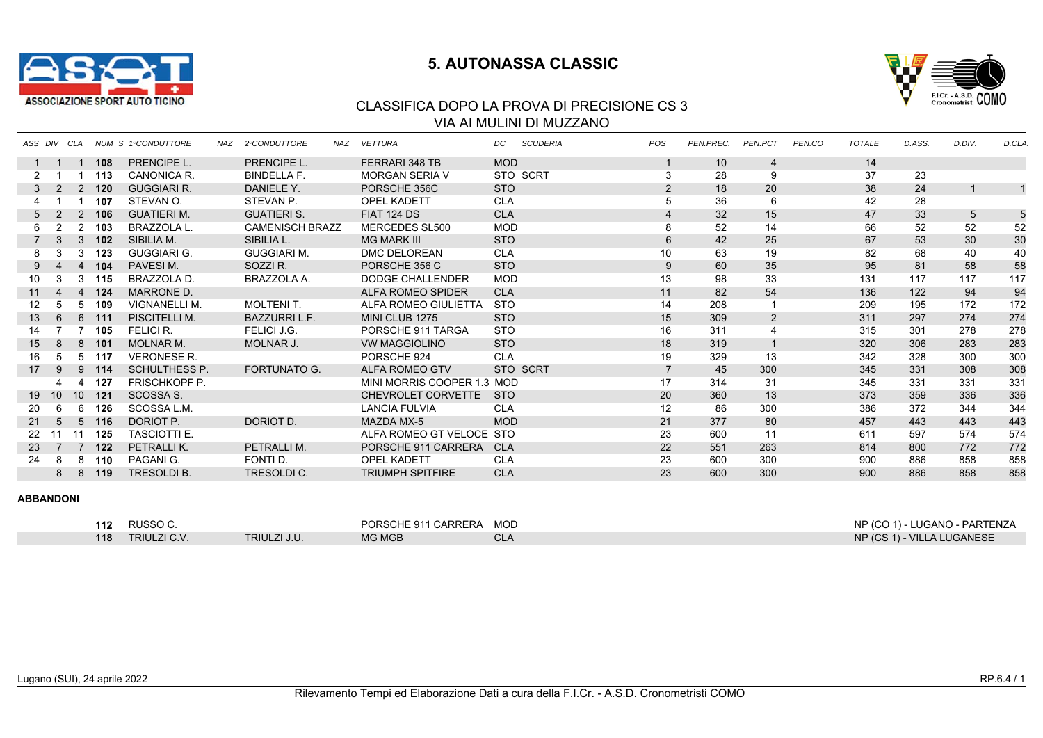# 5. AUTONASSA CLASSIC

## CLASSIFICA DOPO LA PROVA DI PRECISIONE CS 3
## VIA AI MULINI DI MUZZANO

| ASS | DIV | CLA | NUM | S | 1ºCONDUTTORE | NAZ | 2ºCONDUTTORE | NAZ | VETTURA | DC | SCUDERIA | POS | PEN.PREC. | PEN.PCT | PEN.CO | TOTALE | D.ASS. | D.DIV. | D.CLA. |
|---|---|---|---|---|---|---|---|---|---|---|---|---|---|---|---|---|---|---|---|
| 1 | 1 | 1 | 108 | | PRENCIPE L. | | PRENCIPE L. | | FERRARI 348 TB | MOD | | 1 | 10 | 4 | | 14 | | | |
| 2 | 1 | 1 | 113 | | CANONICA R. | | BINDELLA F. | | MORGAN SERIA V | STO | SCRT | 3 | 28 | 9 | | 37 | 23 | | |
| 3 | 2 | 2 | 120 | | GUGGIARI R. | | DANIELE Y. | | PORSCHE 356C | STO | | 2 | 18 | 20 | | 38 | 24 | 1 | 1 |
| 4 | 1 | 1 | 107 | | STEVAN O. | | STEVAN P. | | OPEL KADETT | CLA | | 5 | 36 | 6 | | 42 | 28 | | |
| 5 | 2 | 2 | 106 | | GUATIERI M. | | GUATIERI S. | | FIAT 124 DS | CLA | | 4 | 32 | 15 | | 47 | 33 | 5 | 5 |
| 6 | 2 | 2 | 103 | | BRAZZOLA L. | | CAMENISCH BRAZZ | | MERCEDES SL500 | MOD | | 8 | 52 | 14 | | 66 | 52 | 52 | 52 |
| 7 | 3 | 3 | 102 | | SIBILIA M. | | SIBILIA L. | | MG MARK III | STO | | 6 | 42 | 25 | | 67 | 53 | 30 | 30 |
| 8 | 3 | 3 | 123 | | GUGGIARI G. | | GUGGIARI M. | | DMC DELOREAN | CLA | | 10 | 63 | 19 | | 82 | 68 | 40 | 40 |
| 9 | 4 | 4 | 104 | | PAVESI M. | | SOZZI R. | | PORSCHE 356 C | STO | | 9 | 60 | 35 | | 95 | 81 | 58 | 58 |
| 10 | 3 | 3 | 115 | | BRAZZOLA D. | | BRAZZOLA A. | | DODGE CHALLENDER | MOD | | 13 | 98 | 33 | | 131 | 117 | 117 | 117 |
| 11 | 4 | 4 | 124 | | MARRONE D. | | | | ALFA ROMEO SPIDER | CLA | | 11 | 82 | 54 | | 136 | 122 | 94 | 94 |
| 12 | 5 | 5 | 109 | | VIGNANELLI M. | | MOLTENI T. | | ALFA ROMEO GIULIETTA | STO | | 14 | 208 | 1 | | 209 | 195 | 172 | 172 |
| 13 | 6 | 6 | 111 | | PISCITELLI M. | | BAZZURRI L.F. | | MINI CLUB 1275 | STO | | 15 | 309 | 2 | | 311 | 297 | 274 | 274 |
| 14 | 7 | 7 | 105 | | FELICI R. | | FELICI J.G. | | PORSCHE 911 TARGA | STO | | 16 | 311 | 4 | | 315 | 301 | 278 | 278 |
| 15 | 8 | 8 | 101 | | MOLNAR M. | | MOLNAR J. | | VW MAGGIOLINO | STO | | 18 | 319 | 1 | | 320 | 306 | 283 | 283 |
| 16 | 5 | 5 | 117 | | VERONESE R. | | | | PORSCHE 924 | CLA | | 19 | 329 | 13 | | 342 | 328 | 300 | 300 |
| 17 | 9 | 9 | 114 | | SCHULTHESS P. | | FORTUNATO G. | | ALFA ROMEO GTV | STO | SCRT | 7 | 45 | 300 | | 345 | 331 | 308 | 308 |
| | 4 | 4 | 127 | | FRISCHKOPF P. | | | | MINI MORRIS COOPER 1.3 | MOD | | 17 | 314 | 31 | | 345 | 331 | 331 | 331 |
| 19 | 10 | 10 | 121 | | SCOSSA S. | | | | CHEVROLET CORVETTE | STO | | 20 | 360 | 13 | | 373 | 359 | 336 | 336 |
| 20 | 6 | 6 | 126 | | SCOSSA L.M. | | | | LANCIA FULVIA | CLA | | 12 | 86 | 300 | | 386 | 372 | 344 | 344 |
| 21 | 5 | 5 | 116 | | DORIOT P. | | DORIOT D. | | MAZDA MX-5 | MOD | | 21 | 377 | 80 | | 457 | 443 | 443 | 443 |
| 22 | 11 | 11 | 125 | | TASCIOTTI E. | | | | ALFA ROMEO GT VELOCE | STO | | 23 | 600 | 11 | | 611 | 597 | 574 | 574 |
| 23 | 7 | 7 | 122 | | PETRALLI K. | | PETRALLI M. | | PORSCHE 911 CARRERA | CLA | | 22 | 551 | 263 | | 814 | 800 | 772 | 772 |
| 24 | 8 | 8 | 110 | | PAGANI G. | | FONTI D. | | OPEL KADETT | CLA | | 23 | 600 | 300 | | 900 | 886 | 858 | 858 |
| | 8 | 8 | 119 | | TRESOLDI B. | | TRESOLDI C. | | TRIUMPH SPITFIRE | CLA | | 23 | 600 | 300 | | 900 | 886 | 858 | 858 |

**ABBANDONI**

| NUM | 1ºCONDUTTORE | 2ºCONDUTTORE | VETTURA | DC | |
|---|---|---|---|---|---|
| 112 | RUSSO C. | | PORSCHE 911 CARRERA | MOD | NP (CO 1) - LUGANO - PARTENZA |
| 118 | TRIULZI C.V. | TRIULZI J.U. | MG MGB | CLA | NP (CS 1) - VILLA LUGANESE |

Lugano (SUI), 24 aprile 2022

RP.6.4 / 1

Rilevamento Tempi ed Elaborazione Dati a cura della F.I.Cr. - A.S.D. Cronometristi COMO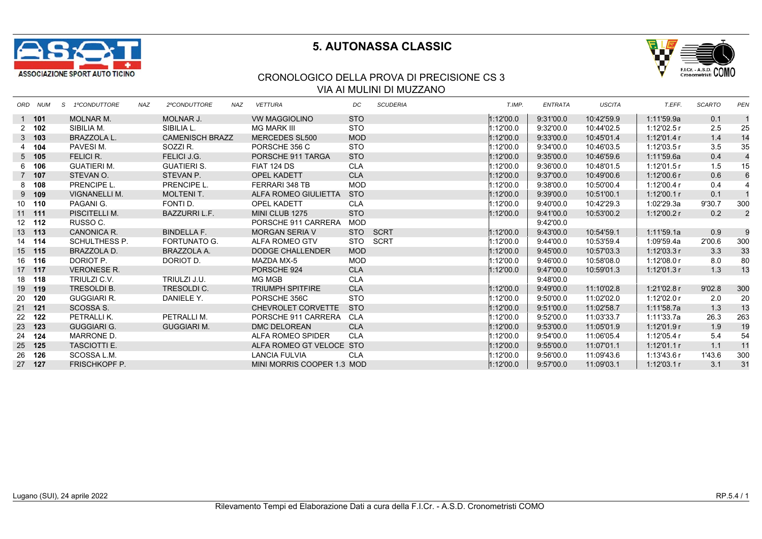# 5. AUTONASSA CLASSIC

## CRONOLOGICO DELLA PROVA DI PRECISIONE CS 3
VIA AI MULINI DI MUZZANO

| ORD | NUM | S | 1ºCONDUTTORE | NAZ | 2ºCONDUTTORE | NAZ | VETTURA | DC | SCUDERIA | T.IMP. | ENTRATA | USCITA | T.EFF. | SCARTO | PEN |
|---|---|---|---|---|---|---|---|---|---|---|---|---|---|---|---|
| 1 | **101** | | MOLNAR M. | | MOLNAR J. | | VW MAGGIOLINO | STO | | 1:12'00.0 | 9:31'00.0 | 10:42'59.9 | 1:11'59.9a | 0.1 | 1 |
| 2 | **102** | | SIBILIA M. | | SIBILIA L. | | MG MARK III | STO | | 1:12'00.0 | 9:32'00.0 | 10:44'02.5 | 1:12'02.5 r | 2.5 | 25 |
| 3 | **103** | | BRAZZOLA L. | | CAMENISCH BRAZZ | | MERCEDES SL500 | MOD | | 1:12'00.0 | 9:33'00.0 | 10:45'01.4 | 1:12'01.4 r | 1.4 | 14 |
| 4 | **104** | | PAVESI M. | | SOZZI R. | | PORSCHE 356 C | STO | | 1:12'00.0 | 9:34'00.0 | 10:46'03.5 | 1:12'03.5 r | 3.5 | 35 |
| 5 | **105** | | FELICI R. | | FELICI J.G. | | PORSCHE 911 TARGA | STO | | 1:12'00.0 | 9:35'00.0 | 10:46'59.6 | 1:11'59.6a | 0.4 | 4 |
| 6 | **106** | | GUATIERI M. | | GUATIERI S. | | FIAT 124 DS | CLA | | 1:12'00.0 | 9:36'00.0 | 10:48'01.5 | 1:12'01.5 r | 1.5 | 15 |
| 7 | **107** | | STEVAN O. | | STEVAN P. | | OPEL KADETT | CLA | | 1:12'00.0 | 9:37'00.0 | 10:49'00.6 | 1:12'00.6 r | 0.6 | 6 |
| 8 | **108** | | PRENCIPE L. | | PRENCIPE L. | | FERRARI 348 TB | MOD | | 1:12'00.0 | 9:38'00.0 | 10:50'00.4 | 1:12'00.4 r | 0.4 | 4 |
| 9 | **109** | | VIGNANELLI M. | | MOLTENI T. | | ALFA ROMEO GIULIETTA | STO | | 1:12'00.0 | 9:39'00.0 | 10:51'00.1 | 1:12'00.1 r | 0.1 | 1 |
| 10 | **110** | | PAGANI G. | | FONTI D. | | OPEL KADETT | CLA | | 1:12'00.0 | 9:40'00.0 | 10:42'29.3 | 1:02'29.3a | 9'30.7 | 300 |
| 11 | **111** | | PISCITELLI M. | | BAZZURRI L.F. | | MINI CLUB 1275 | STO | | 1:12'00.0 | 9:41'00.0 | 10:53'00.2 | 1:12'00.2 r | 0.2 | 2 |
| 12 | **112** | | RUSSO C. | | | | PORSCHE 911 CARRERA | MOD | | | 9:42'00.0 | | | | |
| 13 | **113** | | CANONICA R. | | BINDELLA F. | | MORGAN SERIA V | STO | SCRT | 1:12'00.0 | 9:43'00.0 | 10:54'59.1 | 1:11'59.1a | 0.9 | 9 |
| 14 | **114** | | SCHULTHESS P. | | FORTUNATO G. | | ALFA ROMEO GTV | STO | SCRT | 1:12'00.0 | 9:44'00.0 | 10:53'59.4 | 1:09'59.4a | 2'00.6 | 300 |
| 15 | **115** | | BRAZZOLA D. | | BRAZZOLA A. | | DODGE CHALLENDER | MOD | | 1:12'00.0 | 9:45'00.0 | 10:57'03.3 | 1:12'03.3 r | 3.3 | 33 |
| 16 | **116** | | DORIOT P. | | DORIOT D. | | MAZDA MX-5 | MOD | | 1:12'00.0 | 9:46'00.0 | 10:58'08.0 | 1:12'08.0 r | 8.0 | 80 |
| 17 | **117** | | VERONESE R. | | | | PORSCHE 924 | CLA | | 1:12'00.0 | 9:47'00.0 | 10:59'01.3 | 1:12'01.3 r | 1.3 | 13 |
| 18 | **118** | | TRIULZI C.V. | | TRIULZI J.U. | | MG MGB | CLA | | | 9:48'00.0 | | | | |
| 19 | **119** | | TRESOLDI B. | | TRESOLDI C. | | TRIUMPH SPITFIRE | CLA | | 1:12'00.0 | 9:49'00.0 | 11:10'02.8 | 1:21'02.8 r | 9'02.8 | 300 |
| 20 | **120** | | GUGGIARI R. | | DANIELE Y. | | PORSCHE 356C | STO | | 1:12'00.0 | 9:50'00.0 | 11:02'02.0 | 1:12'02.0 r | 2.0 | 20 |
| 21 | **121** | | SCOSSA S. | | | | CHEVROLET CORVETTE | STO | | 1:12'00.0 | 9:51'00.0 | 11:02'58.7 | 1:11'58.7a | 1.3 | 13 |
| 22 | **122** | | PETRALLI K. | | PETRALLI M. | | PORSCHE 911 CARRERA | CLA | | 1:12'00.0 | 9:52'00.0 | 11:03'33.7 | 1:11'33.7a | 26.3 | 263 |
| 23 | **123** | | GUGGIARI G. | | GUGGIARI M. | | DMC DELOREAN | CLA | | 1:12'00.0 | 9:53'00.0 | 11:05'01.9 | 1:12'01.9 r | 1.9 | 19 |
| 24 | **124** | | MARRONE D. | | | | ALFA ROMEO SPIDER | CLA | | 1:12'00.0 | 9:54'00.0 | 11:06'05.4 | 1:12'05.4 r | 5.4 | 54 |
| 25 | **125** | | TASCIOTTI E. | | | | ALFA ROMEO GT VELOCE | STO | | 1:12'00.0 | 9:55'00.0 | 11:07'01.1 | 1:12'01.1 r | 1.1 | 11 |
| 26 | **126** | | SCOSSA L.M. | | | | LANCIA FULVIA | CLA | | 1:12'00.0 | 9:56'00.0 | 11:09'43.6 | 1:13'43.6 r | 1'43.6 | 300 |
| 27 | **127** | | FRISCHKOPF P. | | | | MINI MORRIS COOPER 1.3 | MOD | | 1:12'00.0 | 9:57'00.0 | 11:09'03.1 | 1:12'03.1 r | 3.1 | 31 |

Lugano (SUI), 24 aprile 2022

RP.5.4 / 1

Rilevamento Tempi ed Elaborazione Dati a cura della F.I.Cr. - A.S.D. Cronometristi COMO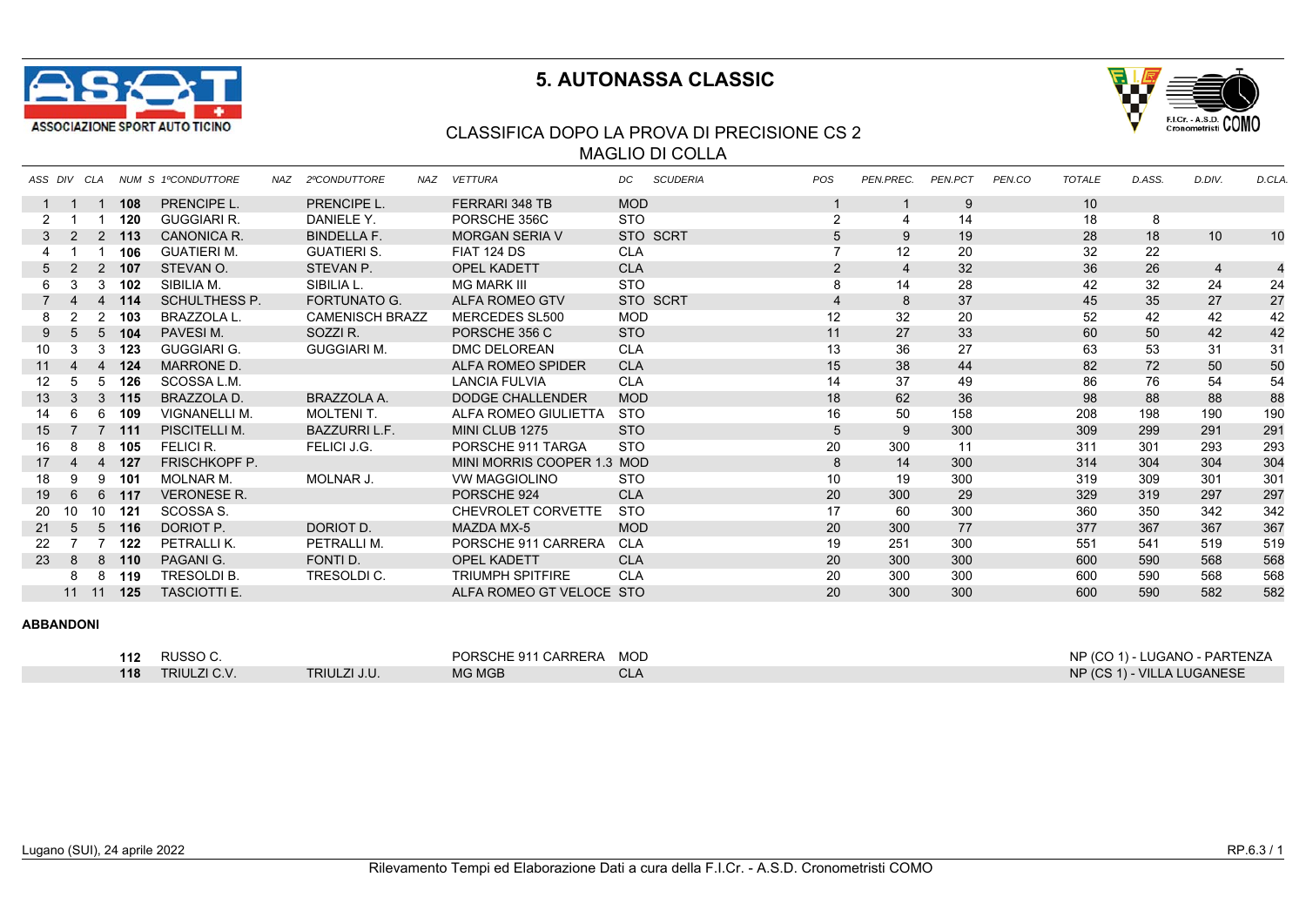# 5. AUTONASSA CLASSIC

ASSOCIAZIONE SPORT AUTO TICINO

F.I.Cr. - A.S.D. Cronometristi COMO

## CLASSIFICA DOPO LA PROVA DI PRECISIONE CS 2
## MAGLIO DI COLLA

| ASS | DIV | CLA | NUM | S | 1ºCONDUTTORE | NAZ | 2ºCONDUTTORE | NAZ | VETTURA | DC | SCUDERIA | POS | PEN.PREC. | PEN.PCT | PEN.CO | TOTALE | D.ASS. | D.DIV. | D.CLA. |
|---|---|---|---|---|---|---|---|---|---|---|---|---|---|---|---|---|---|---|---|
| 1 | 1 | 1 | 108 | | PRENCIPE L. | | PRENCIPE L. | | FERRARI 348 TB | MOD | | 1 | 1 | 9 | | 10 | | | |
| 2 | 1 | 1 | 120 | | GUGGIARI R. | | DANIELE Y. | | PORSCHE 356C | STO | | 2 | 4 | 14 | | 18 | 8 | | |
| 3 | 2 | 2 | 113 | | CANONICA R. | | BINDELLA F. | | MORGAN SERIA V | STO | SCRT | 5 | 9 | 19 | | 28 | 18 | 10 | 10 |
| 4 | 1 | 1 | 106 | | GUATIERI M. | | GUATIERI S. | | FIAT 124 DS | CLA | | 7 | 12 | 20 | | 32 | 22 | | |
| 5 | 2 | 2 | 107 | | STEVAN O. | | STEVAN P. | | OPEL KADETT | CLA | | 2 | 4 | 32 | | 36 | 26 | 4 | 4 |
| 6 | 3 | 3 | 102 | | SIBILIA M. | | SIBILIA L. | | MG MARK III | STO | | 8 | 14 | 28 | | 42 | 32 | 24 | 24 |
| 7 | 4 | 4 | 114 | | SCHULTHESS P. | | FORTUNATO G. | | ALFA ROMEO GTV | STO | SCRT | 4 | 8 | 37 | | 45 | 35 | 27 | 27 |
| 8 | 2 | 2 | 103 | | BRAZZOLA L. | | CAMENISCH BRAZZ | | MERCEDES SL500 | MOD | | 12 | 32 | 20 | | 52 | 42 | 42 | 42 |
| 9 | 5 | 5 | 104 | | PAVESI M. | | SOZZI R. | | PORSCHE 356 C | STO | | 11 | 27 | 33 | | 60 | 50 | 42 | 42 |
| 10 | 3 | 3 | 123 | | GUGGIARI G. | | GUGGIARI M. | | DMC DELOREAN | CLA | | 13 | 36 | 27 | | 63 | 53 | 31 | 31 |
| 11 | 4 | 4 | 124 | | MARRONE D. | | | | ALFA ROMEO SPIDER | CLA | | 15 | 38 | 44 | | 82 | 72 | 50 | 50 |
| 12 | 5 | 5 | 126 | | SCOSSA L.M. | | | | LANCIA FULVIA | CLA | | 14 | 37 | 49 | | 86 | 76 | 54 | 54 |
| 13 | 3 | 3 | 115 | | BRAZZOLA D. | | BRAZZOLA A. | | DODGE CHALLENDER | MOD | | 18 | 62 | 36 | | 98 | 88 | 88 | 88 |
| 14 | 6 | 6 | 109 | | VIGNANELLI M. | | MOLTENI T. | | ALFA ROMEO GIULIETTA | STO | | 16 | 50 | 158 | | 208 | 198 | 190 | 190 |
| 15 | 7 | 7 | 111 | | PISCITELLI M. | | BAZZURRI L.F. | | MINI CLUB 1275 | STO | | 5 | 9 | 300 | | 309 | 299 | 291 | 291 |
| 16 | 8 | 8 | 105 | | FELICI R. | | FELICI J.G. | | PORSCHE 911 TARGA | STO | | 20 | 300 | 11 | | 311 | 301 | 293 | 293 |
| 17 | 4 | 4 | 127 | | FRISCHKOPF P. | | | | MINI MORRIS COOPER 1.3 | MOD | | 8 | 14 | 300 | | 314 | 304 | 304 | 304 |
| 18 | 9 | 9 | 101 | | MOLNAR M. | | MOLNAR J. | | VW MAGGIOLINO | STO | | 10 | 19 | 300 | | 319 | 309 | 301 | 301 |
| 19 | 6 | 6 | 117 | | VERONESE R. | | | | PORSCHE 924 | CLA | | 20 | 300 | 29 | | 329 | 319 | 297 | 297 |
| 20 | 10 | 10 | 121 | | SCOSSA S. | | | | CHEVROLET CORVETTE | STO | | 17 | 60 | 300 | | 360 | 350 | 342 | 342 |
| 21 | 5 | 5 | 116 | | DORIOT P. | | DORIOT D. | | MAZDA MX-5 | MOD | | 20 | 300 | 77 | | 377 | 367 | 367 | 367 |
| 22 | 7 | 7 | 122 | | PETRALLI K. | | PETRALLI M. | | PORSCHE 911 CARRERA | CLA | | 19 | 251 | 300 | | 551 | 541 | 519 | 519 |
| 23 | 8 | 8 | 110 | | PAGANI G. | | FONTI D. | | OPEL KADETT | CLA | | 20 | 300 | 300 | | 600 | 590 | 568 | 568 |
| | 8 | 8 | 119 | | TRESOLDI B. | | TRESOLDI C. | | TRIUMPH SPITFIRE | CLA | | 20 | 300 | 300 | | 600 | 590 | 568 | 568 |
| | 11 | 11 | 125 | | TASCIOTTI E. | | | | ALFA ROMEO GT VELOCE | STO | | 20 | 300 | 300 | | 600 | 590 | 582 | 582 |

**ABBANDONI**

| NUM | 1ºCONDUTTORE | 2ºCONDUTTORE | VETTURA | DC | |
|---|---|---|---|---|---|
| 112 | RUSSO C. | | PORSCHE 911 CARRERA | MOD | NP (CO 1) - LUGANO - PARTENZA |
| 118 | TRIULZI C.V. | TRIULZI J.U. | MG MGB | CLA | NP (CS 1) - VILLA LUGANESE |

Lugano (SUI), 24 aprile 2022

Rilevamento Tempi ed Elaborazione Dati a cura della F.I.Cr. - A.S.D. Cronometristi COMO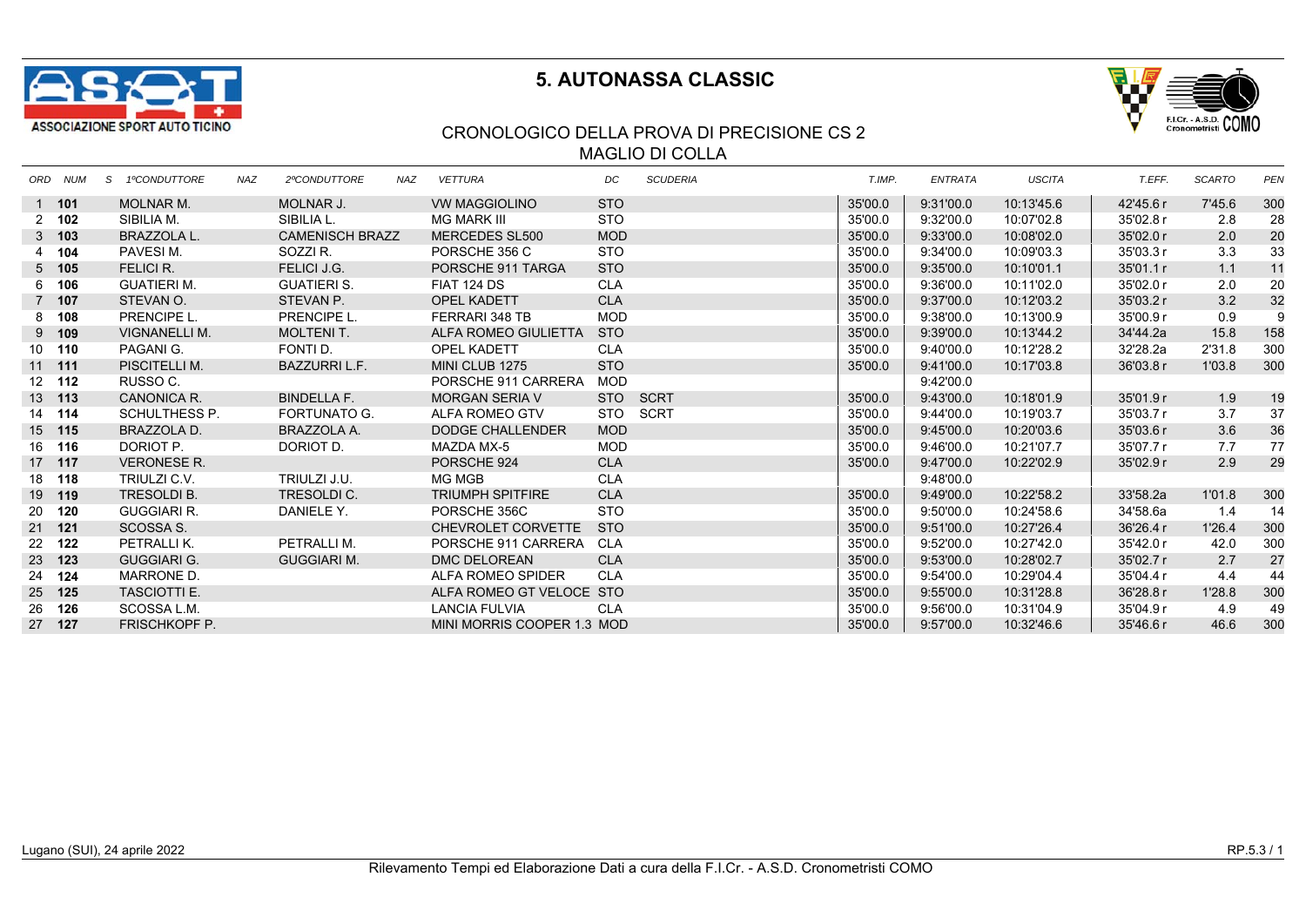# 5. AUTONASSA CLASSIC

ASSOCIAZIONE SPORT AUTO TICINO

## CRONOLOGICO DELLA PROVA DI PRECISIONE CS 2
## MAGLIO DI COLLA

| ORD | NUM | S | 1ºCONDUTTORE | NAZ | 2ºCONDUTTORE | NAZ | VETTURA | DC | SCUDERIA | T.IMP. | ENTRATA | USCITA | T.EFF. | SCARTO | PEN |
|---|---|---|---|---|---|---|---|---|---|---|---|---|---|---|---|
| 1 | **101** | | MOLNAR M. | | MOLNAR J. | | VW MAGGIOLINO | STO | | 35'00.0 | 9:31'00.0 | 10:13'45.6 | 42'45.6 r | 7'45.6 | 300 |
| 2 | **102** | | SIBILIA M. | | SIBILIA L. | | MG MARK III | STO | | 35'00.0 | 9:32'00.0 | 10:07'02.8 | 35'02.8 r | 2.8 | 28 |
| 3 | **103** | | BRAZZOLA L. | | CAMENISCH BRAZZ | | MERCEDES SL500 | MOD | | 35'00.0 | 9:33'00.0 | 10:08'02.0 | 35'02.0 r | 2.0 | 20 |
| 4 | **104** | | PAVESI M. | | SOZZI R. | | PORSCHE 356 C | STO | | 35'00.0 | 9:34'00.0 | 10:09'03.3 | 35'03.3 r | 3.3 | 33 |
| 5 | **105** | | FELICI R. | | FELICI J.G. | | PORSCHE 911 TARGA | STO | | 35'00.0 | 9:35'00.0 | 10:10'01.1 | 35'01.1 r | 1.1 | 11 |
| 6 | **106** | | GUATIERI M. | | GUATIERI S. | | FIAT 124 DS | CLA | | 35'00.0 | 9:36'00.0 | 10:11'02.0 | 35'02.0 r | 2.0 | 20 |
| 7 | **107** | | STEVAN O. | | STEVAN P. | | OPEL KADETT | CLA | | 35'00.0 | 9:37'00.0 | 10:12'03.2 | 35'03.2 r | 3.2 | 32 |
| 8 | **108** | | PRENCIPE L. | | PRENCIPE L. | | FERRARI 348 TB | MOD | | 35'00.0 | 9:38'00.0 | 10:13'00.9 | 35'00.9 r | 0.9 | 9 |
| 9 | **109** | | VIGNANELLI M. | | MOLTENI T. | | ALFA ROMEO GIULIETTA | STO | | 35'00.0 | 9:39'00.0 | 10:13'44.2 | 34'44.2a | 15.8 | 158 |
| 10 | **110** | | PAGANI G. | | FONTI D. | | OPEL KADETT | CLA | | 35'00.0 | 9:40'00.0 | 10:12'28.2 | 32'28.2a | 2'31.8 | 300 |
| 11 | **111** | | PISCITELLI M. | | BAZZURRI L.F. | | MINI CLUB 1275 | STO | | 35'00.0 | 9:41'00.0 | 10:17'03.8 | 36'03.8 r | 1'03.8 | 300 |
| 12 | **112** | | RUSSO C. | | | | PORSCHE 911 CARRERA | MOD | | | 9:42'00.0 | | | | |
| 13 | **113** | | CANONICA R. | | BINDELLA F. | | MORGAN SERIA V | STO | SCRT | 35'00.0 | 9:43'00.0 | 10:18'01.9 | 35'01.9 r | 1.9 | 19 |
| 14 | **114** | | SCHULTHESS P. | | FORTUNATO G. | | ALFA ROMEO GTV | STO | SCRT | 35'00.0 | 9:44'00.0 | 10:19'03.7 | 35'03.7 r | 3.7 | 37 |
| 15 | **115** | | BRAZZOLA D. | | BRAZZOLA A. | | DODGE CHALLENDER | MOD | | 35'00.0 | 9:45'00.0 | 10:20'03.6 | 35'03.6 r | 3.6 | 36 |
| 16 | **116** | | DORIOT P. | | DORIOT D. | | MAZDA MX-5 | MOD | | 35'00.0 | 9:46'00.0 | 10:21'07.7 | 35'07.7 r | 7.7 | 77 |
| 17 | **117** | | VERONESE R. | | | | PORSCHE 924 | CLA | | 35'00.0 | 9:47'00.0 | 10:22'02.9 | 35'02.9 r | 2.9 | 29 |
| 18 | **118** | | TRIULZI C.V. | | TRIULZI J.U. | | MG MGB | CLA | | | 9:48'00.0 | | | | |
| 19 | **119** | | TRESOLDI B. | | TRESOLDI C. | | TRIUMPH SPITFIRE | CLA | | 35'00.0 | 9:49'00.0 | 10:22'58.2 | 33'58.2a | 1'01.8 | 300 |
| 20 | **120** | | GUGGIARI R. | | DANIELE Y. | | PORSCHE 356C | STO | | 35'00.0 | 9:50'00.0 | 10:24'58.6 | 34'58.6a | 1.4 | 14 |
| 21 | **121** | | SCOSSA S. | | | | CHEVROLET CORVETTE | STO | | 35'00.0 | 9:51'00.0 | 10:27'26.4 | 36'26.4 r | 1'26.4 | 300 |
| 22 | **122** | | PETRALLI K. | | PETRALLI M. | | PORSCHE 911 CARRERA | CLA | | 35'00.0 | 9:52'00.0 | 10:27'42.0 | 35'42.0 r | 42.0 | 300 |
| 23 | **123** | | GUGGIARI G. | | GUGGIARI M. | | DMC DELOREAN | CLA | | 35'00.0 | 9:53'00.0 | 10:28'02.7 | 35'02.7 r | 2.7 | 27 |
| 24 | **124** | | MARRONE D. | | | | ALFA ROMEO SPIDER | CLA | | 35'00.0 | 9:54'00.0 | 10:29'04.4 | 35'04.4 r | 4.4 | 44 |
| 25 | **125** | | TASCIOTTI E. | | | | ALFA ROMEO GT VELOCE | STO | | 35'00.0 | 9:55'00.0 | 10:31'28.8 | 36'28.8 r | 1'28.8 | 300 |
| 26 | **126** | | SCOSSA L.M. | | | | LANCIA FULVIA | CLA | | 35'00.0 | 9:56'00.0 | 10:31'04.9 | 35'04.9 r | 4.9 | 49 |
| 27 | **127** | | FRISCHKOPF P. | | | | MINI MORRIS COOPER 1.3 | MOD | | 35'00.0 | 9:57'00.0 | 10:32'46.6 | 35'46.6 r | 46.6 | 300 |

Lugano (SUI), 24 aprile 2022

RP.5.3 / 1

Rilevamento Tempi ed Elaborazione Dati a cura della F.I.Cr. - A.S.D. Cronometristi COMO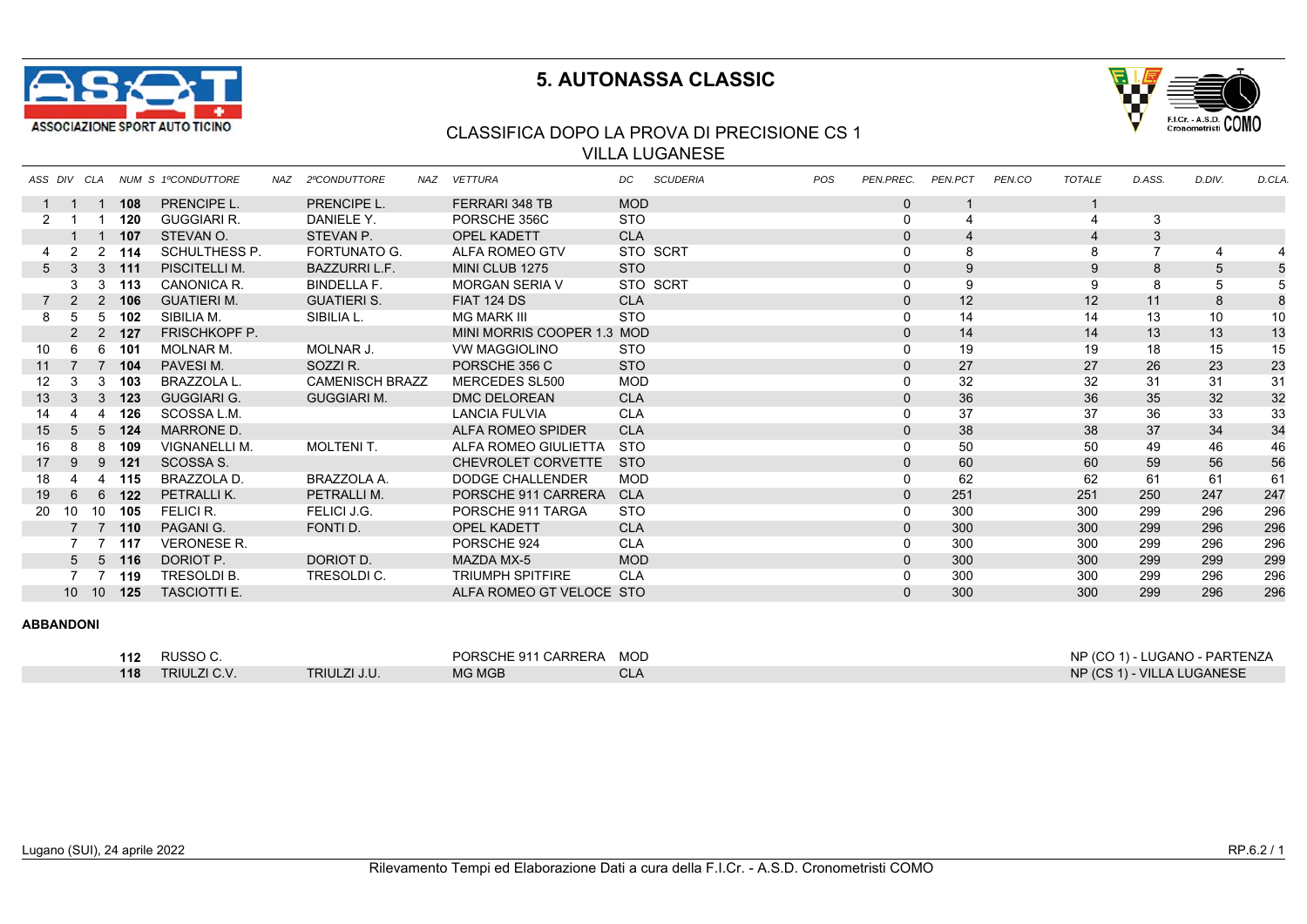# 5. AUTONASSA CLASSIC

ASSOCIAZIONE SPORT AUTO TICINO

## CLASSIFICA DOPO LA PROVA DI PRECISIONE CS 1
## VILLA LUGANESE

| ASS | DIV | CLA | NUM | S | 1ºCONDUTTORE | NAZ | 2ºCONDUTTORE | NAZ | VETTURA | DC | SCUDERIA | POS | PEN.PREC. | PEN.PCT | PEN.CO | TOTALE | D.ASS. | D.DIV. | D.CLA. |
|---|---|---|---|---|---|---|---|---|---|---|---|---|---|---|---|---|---|---|---|
| 1 | 1 | 1 | 108 | | PRENCIPE L. | | PRENCIPE L. | | FERRARI 348 TB | MOD | | | 0 | 1 | | 1 | | | |
| 2 | 1 | 1 | 120 | | GUGGIARI R. | | DANIELE Y. | | PORSCHE 356C | STO | | | 0 | 4 | | 4 | 3 | | |
| | 1 | 1 | 107 | | STEVAN O. | | STEVAN P. | | OPEL KADETT | CLA | | | 0 | 4 | | 4 | 3 | | |
| 4 | 2 | 2 | 114 | | SCHULTHESS P. | | FORTUNATO G. | | ALFA ROMEO GTV | STO | SCRT | | 0 | 8 | | 8 | 7 | 4 | 4 |
| 5 | 3 | 3 | 111 | | PISCITELLI M. | | BAZZURRI L.F. | | MINI CLUB 1275 | STO | | | 0 | 9 | | 9 | 8 | 5 | 5 |
| | 3 | 3 | 113 | | CANONICA R. | | BINDELLA F. | | MORGAN SERIA V | STO | SCRT | | 0 | 9 | | 9 | 8 | 5 | 5 |
| 7 | 2 | 2 | 106 | | GUATIERI M. | | GUATIERI S. | | FIAT 124 DS | CLA | | | 0 | 12 | | 12 | 11 | 8 | 8 |
| 8 | 5 | 5 | 102 | | SIBILIA M. | | SIBILIA L. | | MG MARK III | STO | | | 0 | 14 | | 14 | 13 | 10 | 10 |
| | 2 | 2 | 127 | | FRISCHKOPF P. | | | | MINI MORRIS COOPER 1.3 | MOD | | | 0 | 14 | | 14 | 13 | 13 | 13 |
| 10 | 6 | 6 | 101 | | MOLNAR M. | | MOLNAR J. | | VW MAGGIOLINO | STO | | | 0 | 19 | | 19 | 18 | 15 | 15 |
| 11 | 7 | 7 | 104 | | PAVESI M. | | SOZZI R. | | PORSCHE 356 C | STO | | | 0 | 27 | | 27 | 26 | 23 | 23 |
| 12 | 3 | 3 | 103 | | BRAZZOLA L. | | CAMENISCH BRAZZ | | MERCEDES SL500 | MOD | | | 0 | 32 | | 32 | 31 | 31 | 31 |
| 13 | 3 | 3 | 123 | | GUGGIARI G. | | GUGGIARI M. | | DMC DELOREAN | CLA | | | 0 | 36 | | 36 | 35 | 32 | 32 |
| 14 | 4 | 4 | 126 | | SCOSSA L.M. | | | | LANCIA FULVIA | CLA | | | 0 | 37 | | 37 | 36 | 33 | 33 |
| 15 | 5 | 5 | 124 | | MARRONE D. | | | | ALFA ROMEO SPIDER | CLA | | | 0 | 38 | | 38 | 37 | 34 | 34 |
| 16 | 8 | 8 | 109 | | VIGNANELLI M. | | MOLTENI T. | | ALFA ROMEO GIULIETTA | STO | | | 0 | 50 | | 50 | 49 | 46 | 46 |
| 17 | 9 | 9 | 121 | | SCOSSA S. | | | | CHEVROLET CORVETTE | STO | | | 0 | 60 | | 60 | 59 | 56 | 56 |
| 18 | 4 | 4 | 115 | | BRAZZOLA D. | | BRAZZOLA A. | | DODGE CHALLENDER | MOD | | | 0 | 62 | | 62 | 61 | 61 | 61 |
| 19 | 6 | 6 | 122 | | PETRALLI K. | | PETRALLI M. | | PORSCHE 911 CARRERA | CLA | | | 0 | 251 | | 251 | 250 | 247 | 247 |
| 20 | 10 | 10 | 105 | | FELICI R. | | FELICI J.G. | | PORSCHE 911 TARGA | STO | | | 0 | 300 | | 300 | 299 | 296 | 296 |
| | 7 | 7 | 110 | | PAGANI G. | | FONTI D. | | OPEL KADETT | CLA | | | 0 | 300 | | 300 | 299 | 296 | 296 |
| | 7 | 7 | 117 | | VERONESE R. | | | | PORSCHE 924 | CLA | | | 0 | 300 | | 300 | 299 | 296 | 296 |
| | 5 | 5 | 116 | | DORIOT P. | | DORIOT D. | | MAZDA MX-5 | MOD | | | 0 | 300 | | 300 | 299 | 299 | 299 |
| | 7 | 7 | 119 | | TRESOLDI B. | | TRESOLDI C. | | TRIUMPH SPITFIRE | CLA | | | 0 | 300 | | 300 | 299 | 296 | 296 |
| | 10 | 10 | 125 | | TASCIOTTI E. | | | | ALFA ROMEO GT VELOCE | STO | | | 0 | 300 | | 300 | 299 | 296 | 296 |

**ABBANDONI**

| NUM | 1ºCONDUTTORE | 2ºCONDUTTORE | VETTURA | DC | |
|---|---|---|---|---|---|
| 112 | RUSSO C. | | PORSCHE 911 CARRERA | MOD | NP (CO 1) - LUGANO - PARTENZA |
| 118 | TRIULZI C.V. | TRIULZI J.U. | MG MGB | CLA | NP (CS 1) - VILLA LUGANESE |

Lugano (SUI), 24 aprile 2022

RP.6.2 / 1

Rilevamento Tempi ed Elaborazione Dati a cura della F.I.Cr. - A.S.D. Cronometristi COMO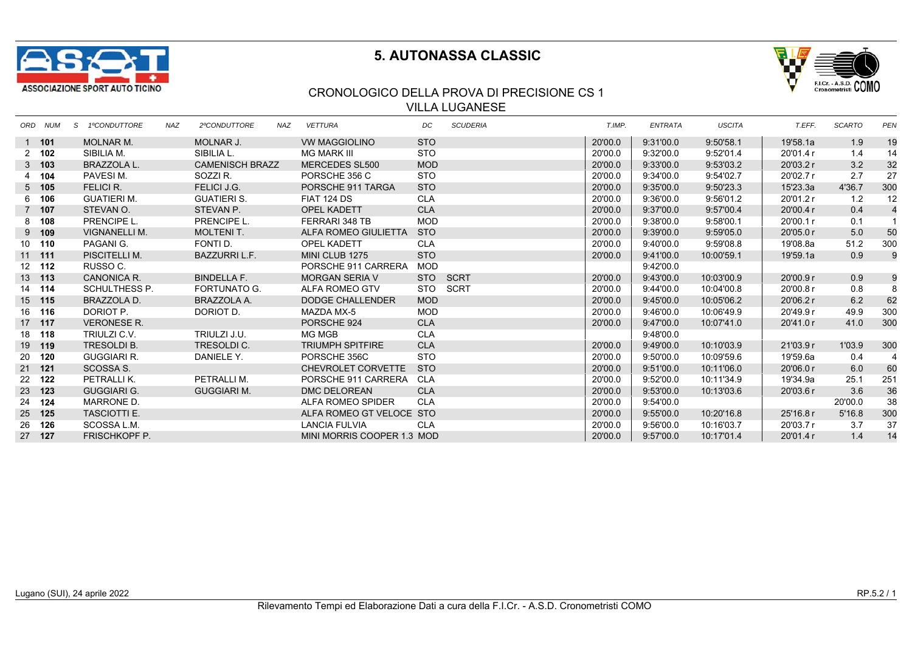ASSOCIAZIONE SPORT AUTO TICINO

# 5. AUTONASSA CLASSIC

## CRONOLOGICO DELLA PROVA DI PRECISIONE CS 1
## VILLA LUGANESE

| ORD | NUM | S | 1°CONDUTTORE | NAZ | 2°CONDUTTORE | NAZ | VETTURA | DC | SCUDERIA | T.IMP. | ENTRATA | USCITA | T.EFF. | SCARTO | PEN |
|---|---|---|---|---|---|---|---|---|---|---|---|---|---|---|---|
| 1 | **101** | | MOLNAR M. | | MOLNAR J. | | VW MAGGIOLINO | STO | | 20'00.0 | 9:31'00.0 | 9:50'58.1 | 19'58.1a | 1.9 | 19 |
| 2 | **102** | | SIBILIA M. | | SIBILIA L. | | MG MARK III | STO | | 20'00.0 | 9:32'00.0 | 9:52'01.4 | 20'01.4 r | 1.4 | 14 |
| 3 | **103** | | BRAZZOLA L. | | CAMENISCH BRAZZ | | MERCEDES SL500 | MOD | | 20'00.0 | 9:33'00.0 | 9:53'03.2 | 20'03.2 r | 3.2 | 32 |
| 4 | **104** | | PAVESI M. | | SOZZI R. | | PORSCHE 356 C | STO | | 20'00.0 | 9:34'00.0 | 9:54'02.7 | 20'02.7 r | 2.7 | 27 |
| 5 | **105** | | FELICI R. | | FELICI J.G. | | PORSCHE 911 TARGA | STO | | 20'00.0 | 9:35'00.0 | 9:50'23.3 | 15'23.3a | 4'36.7 | 300 |
| 6 | **106** | | GUATIERI M. | | GUATIERI S. | | FIAT 124 DS | CLA | | 20'00.0 | 9:36'00.0 | 9:56'01.2 | 20'01.2 r | 1.2 | 12 |
| 7 | **107** | | STEVAN O. | | STEVAN P. | | OPEL KADETT | CLA | | 20'00.0 | 9:37'00.0 | 9:57'00.4 | 20'00.4 r | 0.4 | 4 |
| 8 | **108** | | PRENCIPE L. | | PRENCIPE L. | | FERRARI 348 TB | MOD | | 20'00.0 | 9:38'00.0 | 9:58'00.1 | 20'00.1 r | 0.1 | 1 |
| 9 | **109** | | VIGNANELLI M. | | MOLTENI T. | | ALFA ROMEO GIULIETTA | STO | | 20'00.0 | 9:39'00.0 | 9:59'05.0 | 20'05.0 r | 5.0 | 50 |
| 10 | **110** | | PAGANI G. | | FONTI D. | | OPEL KADETT | CLA | | 20'00.0 | 9:40'00.0 | 9:59'08.8 | 19'08.8a | 51.2 | 300 |
| 11 | **111** | | PISCITELLI M. | | BAZZURRI L.F. | | MINI CLUB 1275 | STO | | 20'00.0 | 9:41'00.0 | 10:00'59.1 | 19'59.1a | 0.9 | 9 |
| 12 | **112** | | RUSSO C. | | | | PORSCHE 911 CARRERA | MOD | | | 9:42'00.0 | | | | |
| 13 | **113** | | CANONICA R. | | BINDELLA F. | | MORGAN SERIA V | STO | SCRT | 20'00.0 | 9:43'00.0 | 10:03'00.9 | 20'00.9 r | 0.9 | 9 |
| 14 | **114** | | SCHULTHESS P. | | FORTUNATO G. | | ALFA ROMEO GTV | STO | SCRT | 20'00.0 | 9:44'00.0 | 10:04'00.8 | 20'00.8 r | 0.8 | 8 |
| 15 | **115** | | BRAZZOLA D. | | BRAZZOLA A. | | DODGE CHALLENDER | MOD | | 20'00.0 | 9:45'00.0 | 10:05'06.2 | 20'06.2 r | 6.2 | 62 |
| 16 | **116** | | DORIOT P. | | DORIOT D. | | MAZDA MX-5 | MOD | | 20'00.0 | 9:46'00.0 | 10:06'49.9 | 20'49.9 r | 49.9 | 300 |
| 17 | **117** | | VERONESE R. | | | | PORSCHE 924 | CLA | | 20'00.0 | 9:47'00.0 | 10:07'41.0 | 20'41.0 r | 41.0 | 300 |
| 18 | **118** | | TRIULZI C.V. | | TRIULZI J.U. | | MG MGB | CLA | | | 9:48'00.0 | | | | |
| 19 | **119** | | TRESOLDI B. | | TRESOLDI C. | | TRIUMPH SPITFIRE | CLA | | 20'00.0 | 9:49'00.0 | 10:10'03.9 | 21'03.9 r | 1'03.9 | 300 |
| 20 | **120** | | GUGGIARI R. | | DANIELE Y. | | PORSCHE 356C | STO | | 20'00.0 | 9:50'00.0 | 10:09'59.6 | 19'59.6a | 0.4 | 4 |
| 21 | **121** | | SCOSSA S. | | | | CHEVROLET CORVETTE | STO | | 20'00.0 | 9:51'00.0 | 10:11'06.0 | 20'06.0 r | 6.0 | 60 |
| 22 | **122** | | PETRALLI K. | | PETRALLI M. | | PORSCHE 911 CARRERA | CLA | | 20'00.0 | 9:52'00.0 | 10:11'34.9 | 19'34.9a | 25.1 | 251 |
| 23 | **123** | | GUGGIARI G. | | GUGGIARI M. | | DMC DELOREAN | CLA | | 20'00.0 | 9:53'00.0 | 10:13'03.6 | 20'03.6 r | 3.6 | 36 |
| 24 | **124** | | MARRONE D. | | | | ALFA ROMEO SPIDER | CLA | | 20'00.0 | 9:54'00.0 | | | 20'00.0 | 38 |
| 25 | **125** | | TASCIOTTI E. | | | | ALFA ROMEO GT VELOCE | STO | | 20'00.0 | 9:55'00.0 | 10:20'16.8 | 25'16.8 r | 5'16.8 | 300 |
| 26 | **126** | | SCOSSA L.M. | | | | LANCIA FULVIA | CLA | | 20'00.0 | 9:56'00.0 | 10:16'03.7 | 20'03.7 r | 3.7 | 37 |
| 27 | **127** | | FRISCHKOPF P. | | | | MINI MORRIS COOPER 1.3 | MOD | | 20'00.0 | 9:57'00.0 | 10:17'01.4 | 20'01.4 r | 1.4 | 14 |

Lugano (SUI), 24 aprile 2022

Rilevamento Tempi ed Elaborazione Dati a cura della F.I.Cr. - A.S.D. Cronometristi COMO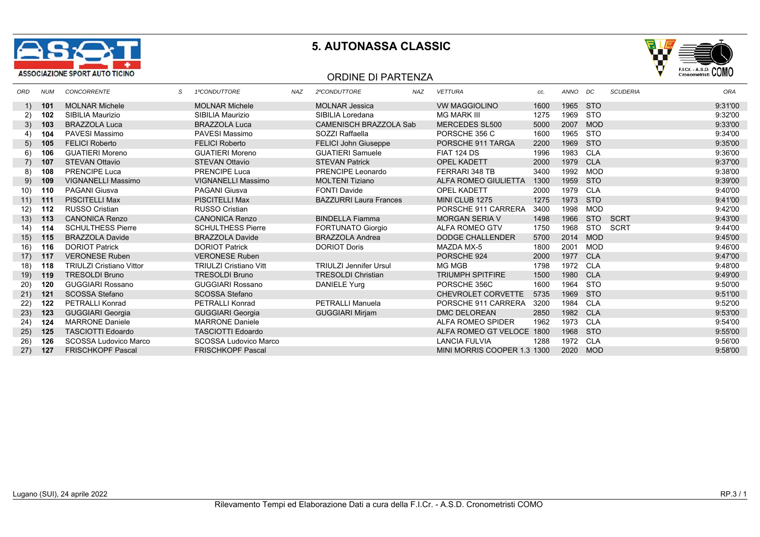# 5. AUTONASSA CLASSIC

## ORDINE DI PARTENZA

| ORD | NUM | CONCORRENTE | S | 1ºCONDUTTORE | NAZ | 2ºCONDUTTORE | NAZ | VETTURA | cc. | ANNO | DC | SCUDERIA | ORA |
|---|---|---|---|---|---|---|---|---|---|---|---|---|---|
| 1) | **101** | MOLNAR Michele | | MOLNAR Michele | | MOLNAR Jessica | | VW MAGGIOLINO | 1600 | 1965 | STO | | 9:31'00 |
| 2) | **102** | SIBILIA Maurizio | | SIBILIA Maurizio | | SIBILIA Loredana | | MG MARK III | 1275 | 1969 | STO | | 9:32'00 |
| 3) | **103** | BRAZZOLA Luca | | BRAZZOLA Luca | | CAMENISCH BRAZZOLA Sab | | MERCEDES SL500 | 5000 | 2007 | MOD | | 9:33'00 |
| 4) | **104** | PAVESI Massimo | | PAVESI Massimo | | SOZZI Raffaella | | PORSCHE 356 C | 1600 | 1965 | STO | | 9:34'00 |
| 5) | **105** | FELICI Roberto | | FELICI Roberto | | FELICI John Giuseppe | | PORSCHE 911 TARGA | 2200 | 1969 | STO | | 9:35'00 |
| 6) | **106** | GUATIERI Moreno | | GUATIERI Moreno | | GUATIERI Samuele | | FIAT 124 DS | 1996 | 1983 | CLA | | 9:36'00 |
| 7) | **107** | STEVAN Ottavio | | STEVAN Ottavio | | STEVAN Patrick | | OPEL KADETT | 2000 | 1979 | CLA | | 9:37'00 |
| 8) | **108** | PRENCIPE Luca | | PRENCIPE Luca | | PRENCIPE Leonardo | | FERRARI 348 TB | 3400 | 1992 | MOD | | 9:38'00 |
| 9) | **109** | VIGNANELLI Massimo | | VIGNANELLI Massimo | | MOLTENI Tiziano | | ALFA ROMEO GIULIETTA | 1300 | 1959 | STO | | 9:39'00 |
| 10) | **110** | PAGANI Giusva | | PAGANI Giusva | | FONTI Davide | | OPEL KADETT | 2000 | 1979 | CLA | | 9:40'00 |
| 11) | **111** | PISCITELLI Max | | PISCITELLI Max | | BAZZURRI Laura Frances | | MINI CLUB 1275 | 1275 | 1973 | STO | | 9:41'00 |
| 12) | **112** | RUSSO Cristian | | RUSSO Cristian | | | | PORSCHE 911 CARRERA | 3400 | 1998 | MOD | | 9:42'00 |
| 13) | **113** | CANONICA Renzo | | CANONICA Renzo | | BINDELLA Fiamma | | MORGAN SERIA V | 1498 | 1966 | STO | SCRT | 9:43'00 |
| 14) | **114** | SCHULTHESS Pierre | | SCHULTHESS Pierre | | FORTUNATO Giorgio | | ALFA ROMEO GTV | 1750 | 1968 | STO | SCRT | 9:44'00 |
| 15) | **115** | BRAZZOLA Davide | | BRAZZOLA Davide | | BRAZZOLA Andrea | | DODGE CHALLENDER | 5700 | 2014 | MOD | | 9:45'00 |
| 16) | **116** | DORIOT Patrick | | DORIOT Patrick | | DORIOT Doris | | MAZDA MX-5 | 1800 | 2001 | MOD | | 9:46'00 |
| 17) | **117** | VERONESE Ruben | | VERONESE Ruben | | | | PORSCHE 924 | 2000 | 1977 | CLA | | 9:47'00 |
| 18) | **118** | TRIULZI Cristiano Vittor | | TRIULZI Cristiano Vitt | | TRIULZI Jennifer Ursul | | MG MGB | 1798 | 1972 | CLA | | 9:48'00 |
| 19) | **119** | TRESOLDI Bruno | | TRESOLDI Bruno | | TRESOLDI Christian | | TRIUMPH SPITFIRE | 1500 | 1980 | CLA | | 9:49'00 |
| 20) | **120** | GUGGIARI Rossano | | GUGGIARI Rossano | | DANIELE Yurg | | PORSCHE 356C | 1600 | 1964 | STO | | 9:50'00 |
| 21) | **121** | SCOSSA Stefano | | SCOSSA Stefano | | | | CHEVROLET CORVETTE | 5735 | 1969 | STO | | 9:51'00 |
| 22) | **122** | PETRALLI Konrad | | PETRALLI Konrad | | PETRALLI Manuela | | PORSCHE 911 CARRERA | 3200 | 1984 | CLA | | 9:52'00 |
| 23) | **123** | GUGGIARI Georgia | | GUGGIARI Georgia | | GUGGIARI Mirjam | | DMC DELOREAN | 2850 | 1982 | CLA | | 9:53'00 |
| 24) | **124** | MARRONE Daniele | | MARRONE Daniele | | | | ALFA ROMEO SPIDER | 1962 | 1973 | CLA | | 9:54'00 |
| 25) | **125** | TASCIOTTI Edoardo | | TASCIOTTI Edoardo | | | | ALFA ROMEO GT VELOCE | 1800 | 1968 | STO | | 9:55'00 |
| 26) | **126** | SCOSSA Ludovico Marco | | SCOSSA Ludovico Marco | | | | LANCIA FULVIA | 1288 | 1972 | CLA | | 9:56'00 |
| 27) | **127** | FRISCHKOPF Pascal | | FRISCHKOPF Pascal | | | | MINI MORRIS COOPER 1.3 | 1300 | 2020 | MOD | | 9:58'00 |

Lugano (SUI), 24 aprile 2022

RP.3 / 1

Rilevamento Tempi ed Elaborazione Dati a cura della F.I.Cr. - A.S.D. Cronometristi COMO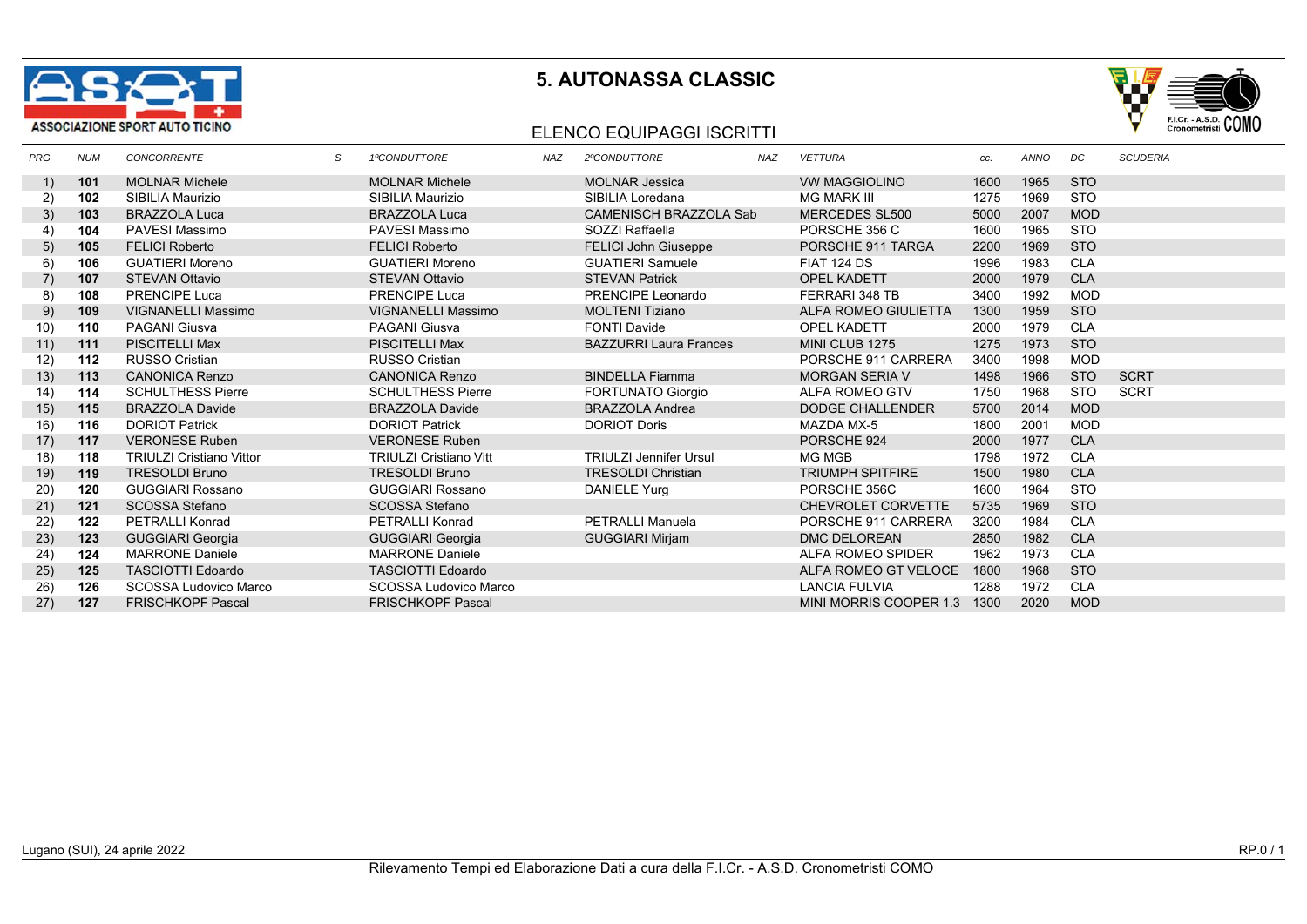ASSOCIAZIONE SPORT AUTO TICINO

# 5. AUTONASSA CLASSIC

## ELENCO EQUIPAGGI ISCRITTI

F.I.Cr. - A.S.D. Cronometristi COMO

| PRG | NUM | CONCORRENTE | S | 1°CONDUTTORE | NAZ | 2°CONDUTTORE | NAZ | VETTURA | cc. | ANNO | DC | SCUDERIA |
|---|---|---|---|---|---|---|---|---|---|---|---|---|
| 1) | **101** | MOLNAR Michele | | MOLNAR Michele | | MOLNAR Jessica | | VW MAGGIOLINO | 1600 | 1965 | STO | |
| 2) | **102** | SIBILIA Maurizio | | SIBILIA Maurizio | | SIBILIA Loredana | | MG MARK III | 1275 | 1969 | STO | |
| 3) | **103** | BRAZZOLA Luca | | BRAZZOLA Luca | | CAMENISCH BRAZZOLA Sab | | MERCEDES SL500 | 5000 | 2007 | MOD | |
| 4) | **104** | PAVESI Massimo | | PAVESI Massimo | | SOZZI Raffaella | | PORSCHE 356 C | 1600 | 1965 | STO | |
| 5) | **105** | FELICI Roberto | | FELICI Roberto | | FELICI John Giuseppe | | PORSCHE 911 TARGA | 2200 | 1969 | STO | |
| 6) | **106** | GUATIERI Moreno | | GUATIERI Moreno | | GUATIERI Samuele | | FIAT 124 DS | 1996 | 1983 | CLA | |
| 7) | **107** | STEVAN Ottavio | | STEVAN Ottavio | | STEVAN Patrick | | OPEL KADETT | 2000 | 1979 | CLA | |
| 8) | **108** | PRENCIPE Luca | | PRENCIPE Luca | | PRENCIPE Leonardo | | FERRARI 348 TB | 3400 | 1992 | MOD | |
| 9) | **109** | VIGNANELLI Massimo | | VIGNANELLI Massimo | | MOLTENI Tiziano | | ALFA ROMEO GIULIETTA | 1300 | 1959 | STO | |
| 10) | **110** | PAGANI Giusva | | PAGANI Giusva | | FONTI Davide | | OPEL KADETT | 2000 | 1979 | CLA | |
| 11) | **111** | PISCITELLI Max | | PISCITELLI Max | | BAZZURRI Laura Frances | | MINI CLUB 1275 | 1275 | 1973 | STO | |
| 12) | **112** | RUSSO Cristian | | RUSSO Cristian | | | | PORSCHE 911 CARRERA | 3400 | 1998 | MOD | |
| 13) | **113** | CANONICA Renzo | | CANONICA Renzo | | BINDELLA Fiamma | | MORGAN SERIA V | 1498 | 1966 | STO | SCRT |
| 14) | **114** | SCHULTHESS Pierre | | SCHULTHESS Pierre | | FORTUNATO Giorgio | | ALFA ROMEO GTV | 1750 | 1968 | STO | SCRT |
| 15) | **115** | BRAZZOLA Davide | | BRAZZOLA Davide | | BRAZZOLA Andrea | | DODGE CHALLENDER | 5700 | 2014 | MOD | |
| 16) | **116** | DORIOT Patrick | | DORIOT Patrick | | DORIOT Doris | | MAZDA MX-5 | 1800 | 2001 | MOD | |
| 17) | **117** | VERONESE Ruben | | VERONESE Ruben | | | | PORSCHE 924 | 2000 | 1977 | CLA | |
| 18) | **118** | TRIULZI Cristiano Vittor | | TRIULZI Cristiano Vitt | | TRIULZI Jennifer Ursul | | MG MGB | 1798 | 1972 | CLA | |
| 19) | **119** | TRESOLDI Bruno | | TRESOLDI Bruno | | TRESOLDI Christian | | TRIUMPH SPITFIRE | 1500 | 1980 | CLA | |
| 20) | **120** | GUGGIARI Rossano | | GUGGIARI Rossano | | DANIELE Yurg | | PORSCHE 356C | 1600 | 1964 | STO | |
| 21) | **121** | SCOSSA Stefano | | SCOSSA Stefano | | | | CHEVROLET CORVETTE | 5735 | 1969 | STO | |
| 22) | **122** | PETRALLI Konrad | | PETRALLI Konrad | | PETRALLI Manuela | | PORSCHE 911 CARRERA | 3200 | 1984 | CLA | |
| 23) | **123** | GUGGIARI Georgia | | GUGGIARI Georgia | | GUGGIARI Mirjam | | DMC DELOREAN | 2850 | 1982 | CLA | |
| 24) | **124** | MARRONE Daniele | | MARRONE Daniele | | | | ALFA ROMEO SPIDER | 1962 | 1973 | CLA | |
| 25) | **125** | TASCIOTTI Edoardo | | TASCIOTTI Edoardo | | | | ALFA ROMEO GT VELOCE | 1800 | 1968 | STO | |
| 26) | **126** | SCOSSA Ludovico Marco | | SCOSSA Ludovico Marco | | | | LANCIA FULVIA | 1288 | 1972 | CLA | |
| 27) | **127** | FRISCHKOPF Pascal | | FRISCHKOPF Pascal | | | | MINI MORRIS COOPER 1.3 | 1300 | 2020 | MOD | |

Lugano (SUI), 24 aprile 2022

RP.0 / 1

Rilevamento Tempi ed Elaborazione Dati a cura della F.I.Cr. - A.S.D. Cronometristi COMO